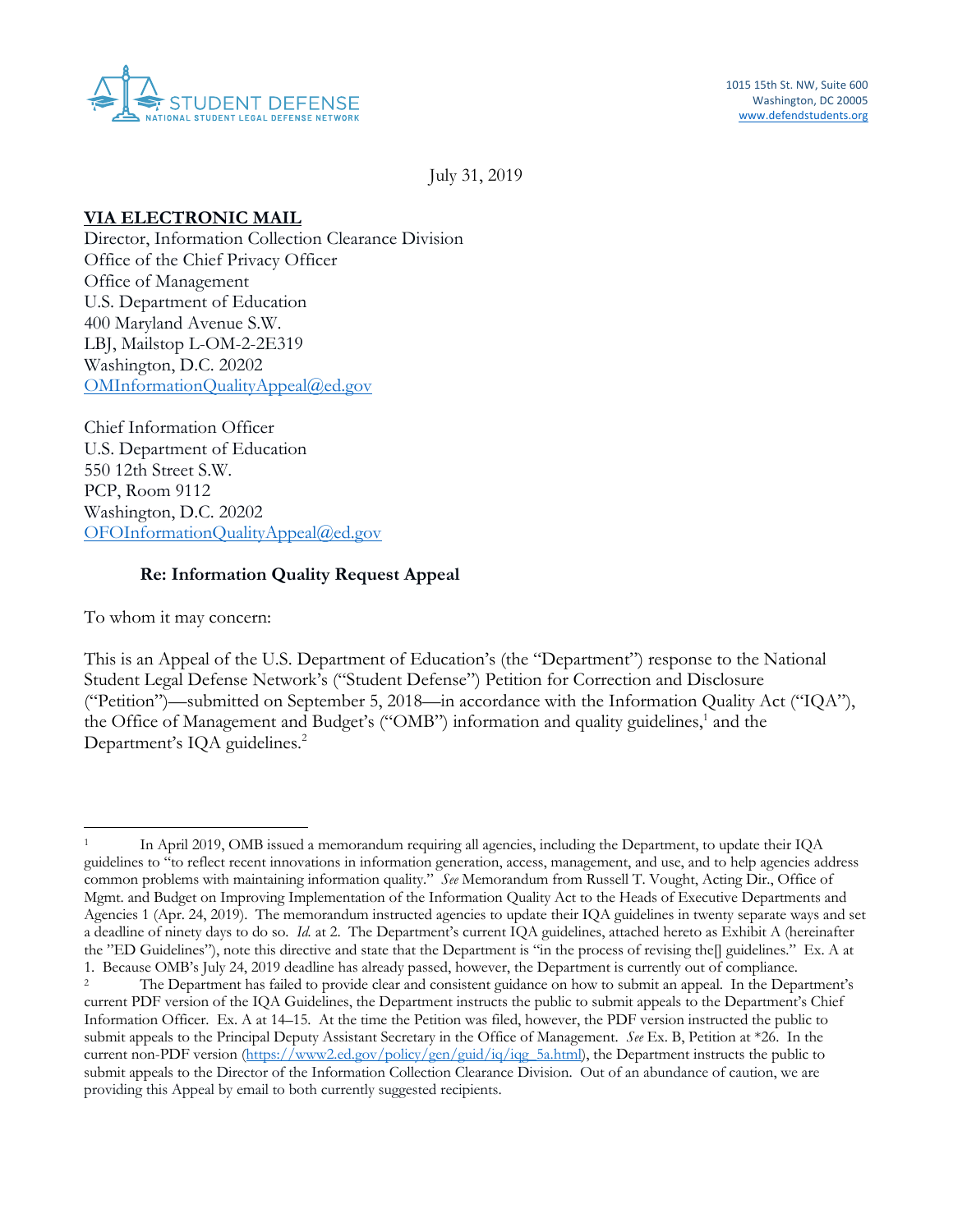STUDENT DEFENSE
NATIONAL STUDENT LEGAL DEFENSE NETWORK

1015 15th St. NW, Suite 600
Washington, DC 20005
www.defendstudents.org

July 31, 2019

**VIA ELECTRONIC MAIL**
Director, Information Collection Clearance Division
Office of the Chief Privacy Officer
Office of Management
U.S. Department of Education
400 Maryland Avenue S.W.
LBJ, Mailstop L-OM-2-2E319
Washington, D.C. 20202
OMInformationQualityAppeal@ed.gov

Chief Information Officer
U.S. Department of Education
550 12th Street S.W.
PCP, Room 9112
Washington, D.C. 20202
OFOInformationQualityAppeal@ed.gov

**Re: Information Quality Request Appeal**

To whom it may concern:

This is an Appeal of the U.S. Department of Education's (the "Department") response to the National Student Legal Defense Network's ("Student Defense") Petition for Correction and Disclosure ("Petition")—submitted on September 5, 2018—in accordance with the Information Quality Act ("IQA"), the Office of Management and Budget's ("OMB") information and quality guidelines,[1] and the Department's IQA guidelines.[2]

---

[1] In April 2019, OMB issued a memorandum requiring all agencies, including the Department, to update their IQA guidelines to "to reflect recent innovations in information generation, access, management, and use, and to help agencies address common problems with maintaining information quality." *See* Memorandum from Russell T. Vought, Acting Dir., Office of Mgmt. and Budget on Improving Implementation of the Information Quality Act to the Heads of Executive Departments and Agencies 1 (Apr. 24, 2019). The memorandum instructed agencies to update their IQA guidelines in twenty separate ways and set a deadline of ninety days to do so. *Id.* at 2. The Department's current IQA guidelines, attached hereto as Exhibit A (hereinafter the "ED Guidelines"), note this directive and state that the Department is "in the process of revising the[] guidelines." Ex. A at 1. Because OMB's July 24, 2019 deadline has already passed, however, the Department is currently out of compliance.

[2] The Department has failed to provide clear and consistent guidance on how to submit an appeal. In the Department's current PDF version of the IQA Guidelines, the Department instructs the public to submit appeals to the Department's Chief Information Officer. Ex. A at 14–15. At the time the Petition was filed, however, the PDF version instructed the public to submit appeals to the Principal Deputy Assistant Secretary in the Office of Management. *See* Ex. B, Petition at *26. In the current non-PDF version (https://www2.ed.gov/policy/gen/guid/iq/iqg_5a.html), the Department instructs the public to submit appeals to the Director of the Information Collection Clearance Division. Out of an abundance of caution, we are providing this Appeal by email to both currently suggested recipients.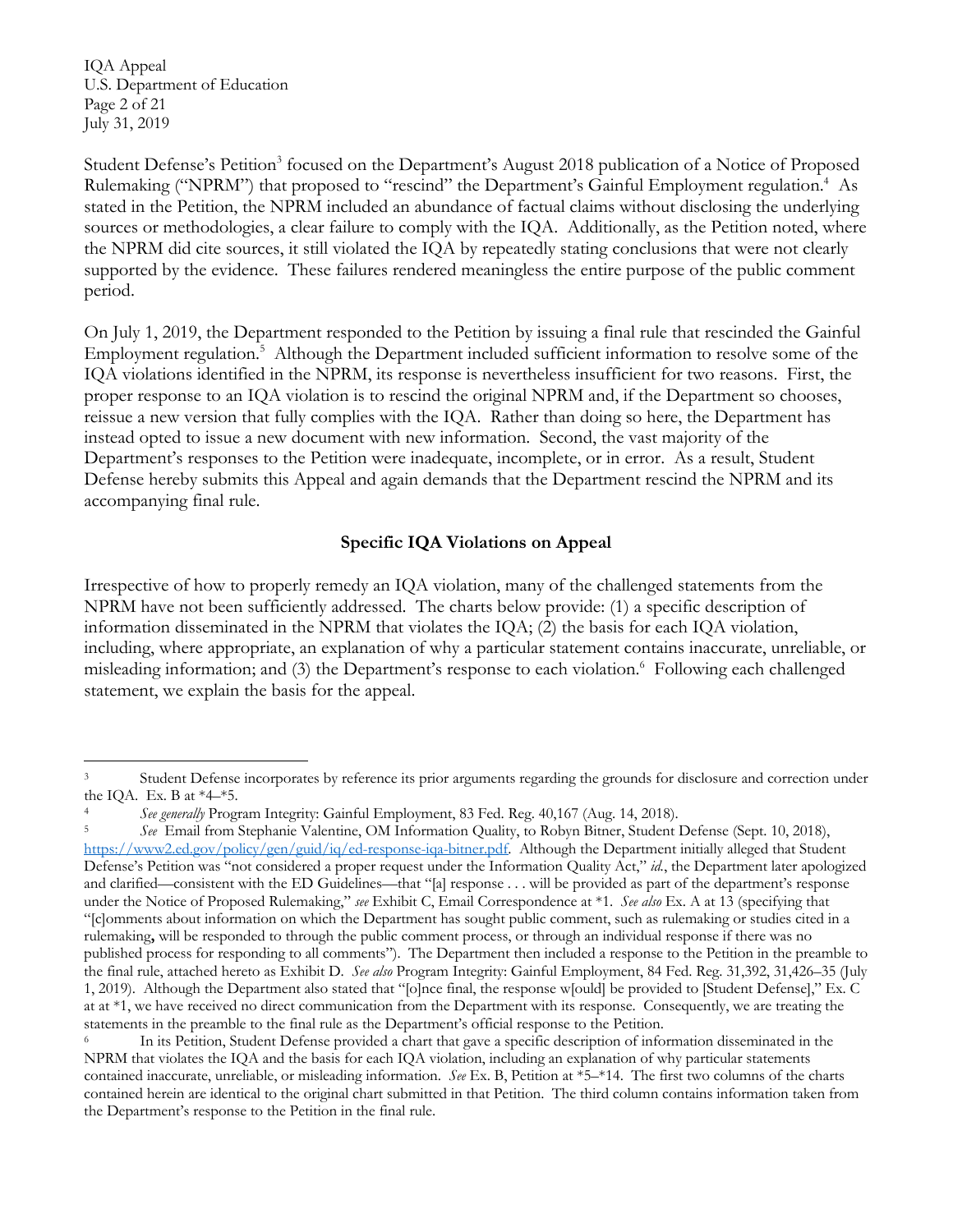Student Defense's Petition[3] focused on the Department's August 2018 publication of a Notice of Proposed Rulemaking ("NPRM") that proposed to "rescind" the Department's Gainful Employment regulation.[4] As stated in the Petition, the NPRM included an abundance of factual claims without disclosing the underlying sources or methodologies, a clear failure to comply with the IQA. Additionally, as the Petition noted, where the NPRM did cite sources, it still violated the IQA by repeatedly stating conclusions that were not clearly supported by the evidence. These failures rendered meaningless the entire purpose of the public comment period.

On July 1, 2019, the Department responded to the Petition by issuing a final rule that rescinded the Gainful Employment regulation.[5] Although the Department included sufficient information to resolve some of the IQA violations identified in the NPRM, its response is nevertheless insufficient for two reasons. First, the proper response to an IQA violation is to rescind the original NPRM and, if the Department so chooses, reissue a new version that fully complies with the IQA. Rather than doing so here, the Department has instead opted to issue a new document with new information. Second, the vast majority of the Department's responses to the Petition were inadequate, incomplete, or in error. As a result, Student Defense hereby submits this Appeal and again demands that the Department rescind the NPRM and its accompanying final rule.

**Specific IQA Violations on Appeal**

Irrespective of how to properly remedy an IQA violation, many of the challenged statements from the NPRM have not been sufficiently addressed. The charts below provide: (1) a specific description of information disseminated in the NPRM that violates the IQA; (2) the basis for each IQA violation, including, where appropriate, an explanation of why a particular statement contains inaccurate, unreliable, or misleading information; and (3) the Department's response to each violation.[6] Following each challenged statement, we explain the basis for the appeal.

---

[3] Student Defense incorporates by reference its prior arguments regarding the grounds for disclosure and correction under the IQA. Ex. B at *4–*5.

[4] *See generally* Program Integrity: Gainful Employment, 83 Fed. Reg. 40,167 (Aug. 14, 2018).

[5] *See* Email from Stephanie Valentine, OM Information Quality, to Robyn Bitner, Student Defense (Sept. 10, 2018), https://www2.ed.gov/policy/gen/guid/iq/ed-response-iqa-bitner.pdf. Although the Department initially alleged that Student Defense's Petition was "not considered a proper request under the Information Quality Act," *id.*, the Department later apologized and clarified—consistent with the ED Guidelines—that "[a] response . . . will be provided as part of the department's response under the Notice of Proposed Rulemaking," *see* Exhibit C, Email Correspondence at *1. *See also* Ex. A at 13 (specifying that "[c]omments about information on which the Department has sought public comment, such as rulemaking or studies cited in a rulemaking**,** will be responded to through the public comment process, or through an individual response if there was no published process for responding to all comments"). The Department then included a response to the Petition in the preamble to the final rule, attached hereto as Exhibit D. *See also* Program Integrity: Gainful Employment, 84 Fed. Reg. 31,392, 31,426–35 (July 1, 2019). Although the Department also stated that "[o]nce final, the response w[ould] be provided to [Student Defense]," Ex. C at at *1, we have received no direct communication from the Department with its response. Consequently, we are treating the statements in the preamble to the final rule as the Department's official response to the Petition.

[6] In its Petition, Student Defense provided a chart that gave a specific description of information disseminated in the NPRM that violates the IQA and the basis for each IQA violation, including an explanation of why particular statements contained inaccurate, unreliable, or misleading information. *See* Ex. B, Petition at *5–*14. The first two columns of the charts contained herein are identical to the original chart submitted in that Petition. The third column contains information taken from the Department's response to the Petition in the final rule.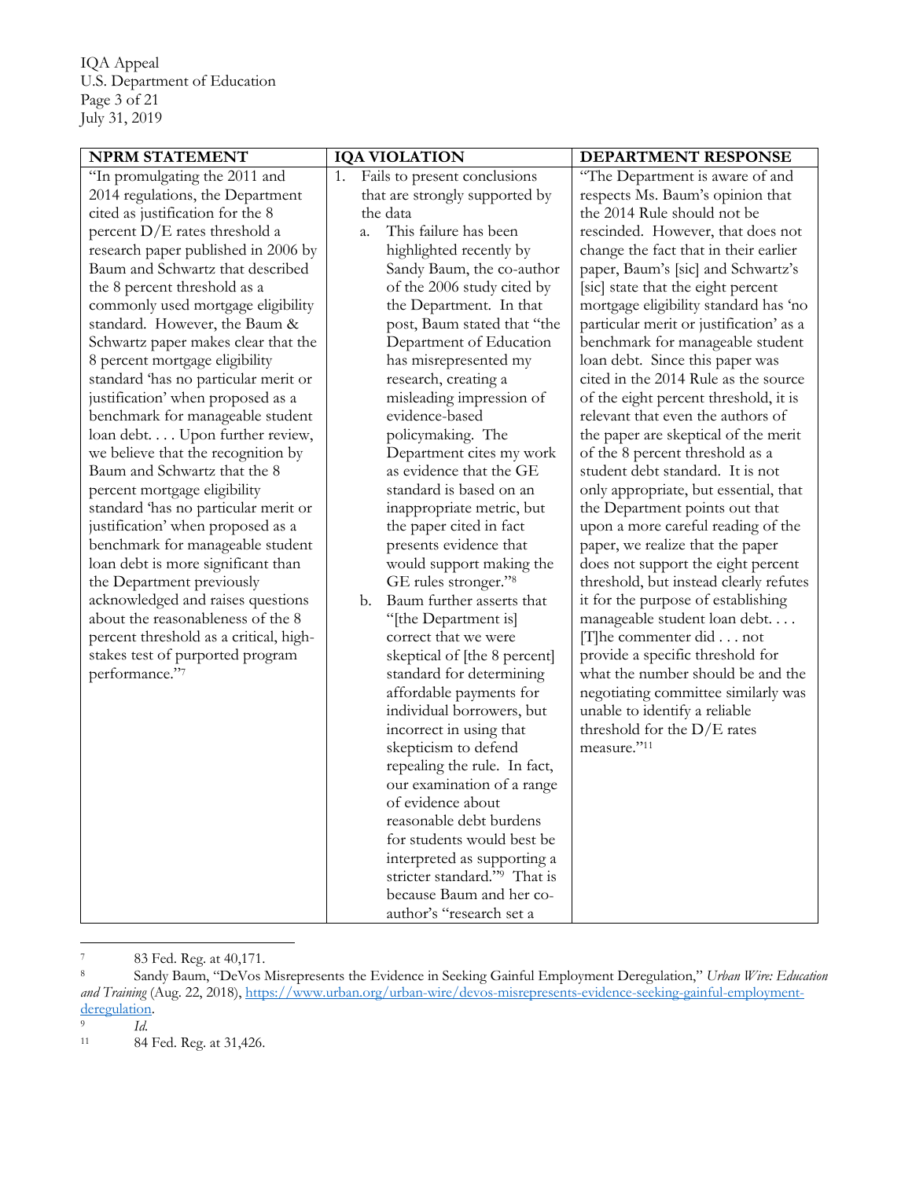| NPRM STATEMENT | IQA VIOLATION | DEPARTMENT RESPONSE |
|---|---|---|
| "In promulgating the 2011 and 2014 regulations, the Department cited as justification for the 8 percent D/E rates threshold a research paper published in 2006 by Baum and Schwartz that described the 8 percent threshold as a commonly used mortgage eligibility standard. However, the Baum & Schwartz paper makes clear that the 8 percent mortgage eligibility standard 'has no particular merit or justification' when proposed as a benchmark for manageable student loan debt. . . . Upon further review, we believe that the recognition by Baum and Schwartz that the 8 percent mortgage eligibility standard 'has no particular merit or justification' when proposed as a benchmark for manageable student loan debt is more significant than the Department previously acknowledged and raises questions about the reasonableness of the 8 percent threshold as a critical, high-stakes test of purported program performance."[7] | 1. Fails to present conclusions that are strongly supported by the data<br>a. This failure has been highlighted recently by Sandy Baum, the co-author of the 2006 study cited by the Department. In that post, Baum stated that "the Department of Education has misrepresented my research, creating a misleading impression of evidence-based policymaking. The Department cites my work as evidence that the GE standard is based on an inappropriate metric, but the paper cited in fact presents evidence that would support making the GE rules stronger."[8]<br>b. Baum further asserts that "[the Department is] correct that we were skeptical of [the 8 percent] standard for determining affordable payments for individual borrowers, but incorrect in using that skepticism to defend repealing the rule. In fact, our examination of a range of evidence about reasonable debt burdens for students would best be interpreted as supporting a stricter standard."[9] That is because Baum and her co-author's "research set a | "The Department is aware of and respects Ms. Baum's opinion that the 2014 Rule should not be rescinded. However, that does not change the fact that in their earlier paper, Baum's [sic] and Schwartz's [sic] state that the eight percent mortgage eligibility standard has 'no particular merit or justification' as a benchmark for manageable student loan debt. Since this paper was cited in the 2014 Rule as the source of the eight percent threshold, it is relevant that even the authors of the paper are skeptical of the merit of the 8 percent threshold as a student debt standard. It is not only appropriate, but essential, that the Department points out that upon a more careful reading of the paper, we realize that the paper does not support the eight percent threshold, but instead clearly refutes it for the purpose of establishing manageable student loan debt. . . . [T]he commenter did . . . not provide a specific threshold for what the number should be and the negotiating committee similarly was unable to identify a reliable threshold for the D/E rates measure."[11] |

---

[7] 83 Fed. Reg. at 40,171.

[8] Sandy Baum, "DeVos Misrepresents the Evidence in Seeking Gainful Employment Deregulation," *Urban Wire: Education and Training* (Aug. 22, 2018), https://www.urban.org/urban-wire/devos-misrepresents-evidence-seeking-gainful-employment-deregulation.

[9] *Id.*

[11] 84 Fed. Reg. at 31,426.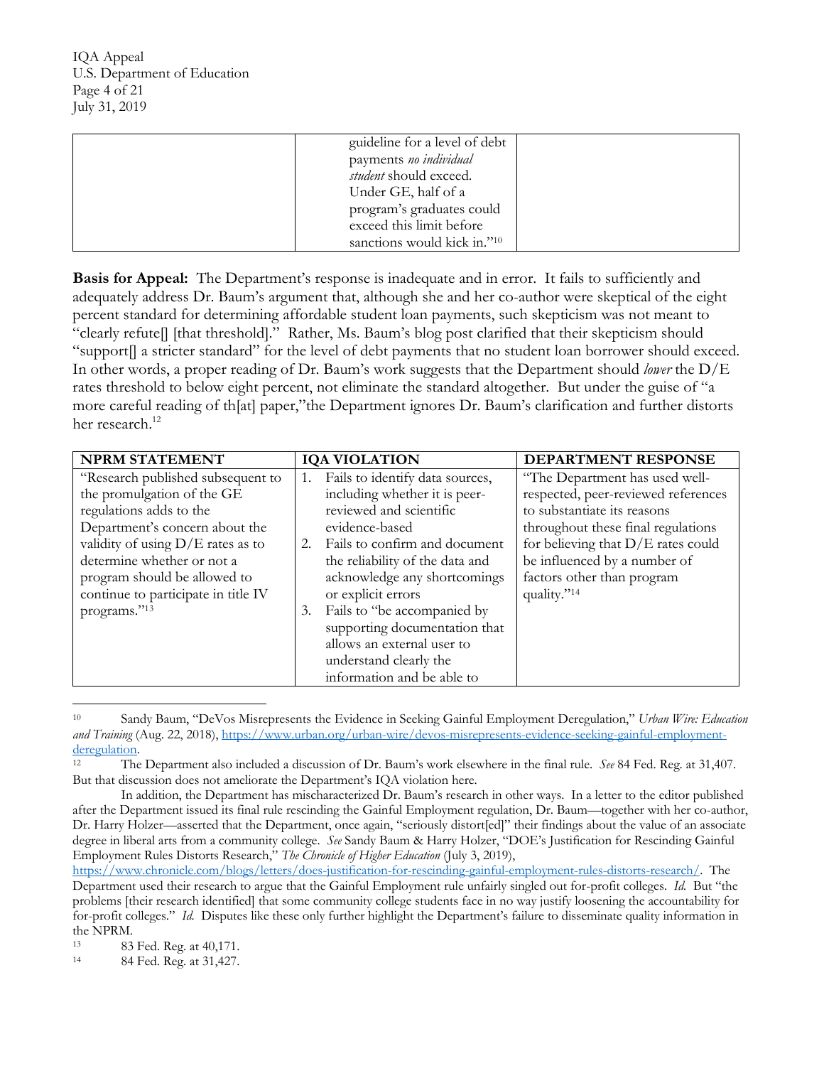| | | |
|---|---|---|
| | guideline for a level of debt payments *no individual student* should exceed. Under GE, half of a program's graduates could exceed this limit before sanctions would kick in."[10] | |

**Basis for Appeal:** The Department's response is inadequate and in error. It fails to sufficiently and adequately address Dr. Baum's argument that, although she and her co-author were skeptical of the eight percent standard for determining affordable student loan payments, such skepticism was not meant to "clearly refute[] [that threshold]." Rather, Ms. Baum's blog post clarified that their skepticism should "support[] a stricter standard" for the level of debt payments that no student loan borrower should exceed. In other words, a proper reading of Dr. Baum's work suggests that the Department should *lower* the D/E rates threshold to below eight percent, not eliminate the standard altogether. But under the guise of "a more careful reading of th[at] paper,"the Department ignores Dr. Baum's clarification and further distorts her research.[12]

| NPRM STATEMENT | IQA VIOLATION | DEPARTMENT RESPONSE |
|---|---|---|
| "Research published subsequent to the promulgation of the GE regulations adds to the Department's concern about the validity of using D/E rates as to determine whether or not a program should be allowed to continue to participate in title IV programs."[13] | 1. Fails to identify data sources, including whether it is peer-reviewed and scientific evidence-based<br>2. Fails to confirm and document the reliability of the data and acknowledge any shortcomings or explicit errors<br>3. Fails to "be accompanied by supporting documentation that allows an external user to understand clearly the information and be able to | "The Department has used well-respected, peer-reviewed references to substantiate its reasons throughout these final regulations for believing that D/E rates could be influenced by a number of factors other than program quality."[14] |

[10] Sandy Baum, "DeVos Misrepresents the Evidence in Seeking Gainful Employment Deregulation," *Urban Wire: Education and Training* (Aug. 22, 2018), https://www.urban.org/urban-wire/devos-misrepresents-evidence-seeking-gainful-employment-deregulation.

[12] The Department also included a discussion of Dr. Baum's work elsewhere in the final rule. *See* 84 Fed. Reg. at 31,407. But that discussion does not ameliorate the Department's IQA violation here.

In addition, the Department has mischaracterized Dr. Baum's research in other ways. In a letter to the editor published after the Department issued its final rule rescinding the Gainful Employment regulation, Dr. Baum—together with her co-author, Dr. Harry Holzer—asserted that the Department, once again, "seriously distort[ed]" their findings about the value of an associate degree in liberal arts from a community college. *See* Sandy Baum & Harry Holzer, "DOE's Justification for Rescinding Gainful Employment Rules Distorts Research," *The Chronicle of Higher Education* (July 3, 2019), https://www.chronicle.com/blogs/letters/does-justification-for-rescinding-gainful-employment-rules-distorts-research/. The Department used their research to argue that the Gainful Employment rule unfairly singled out for-profit colleges. *Id.* But "the problems [their research identified] that some community college students face in no way justify loosening the accountability for for-profit colleges." *Id.* Disputes like these only further highlight the Department's failure to disseminate quality information in the NPRM.

[13] 83 Fed. Reg. at 40,171.

[14] 84 Fed. Reg. at 31,427.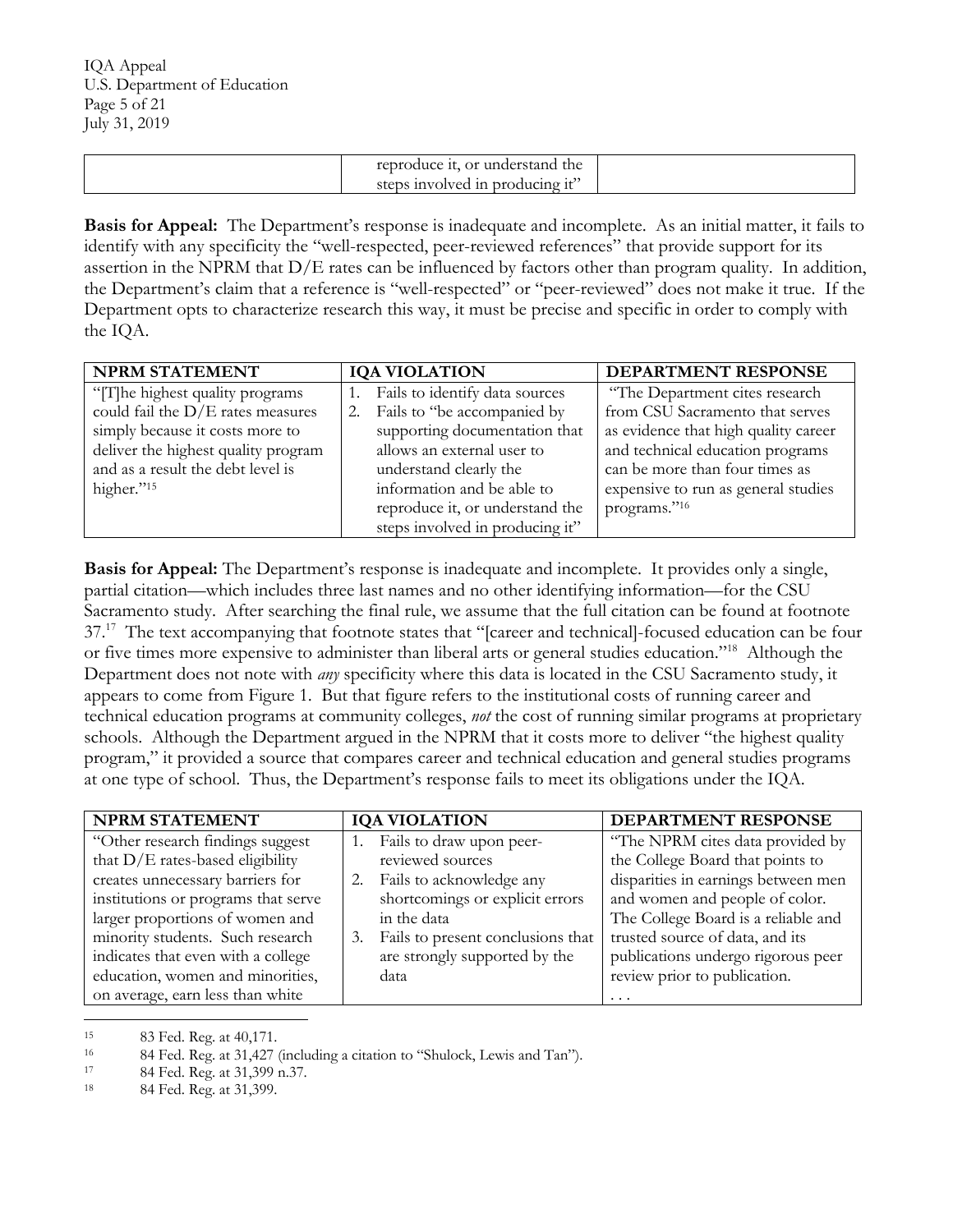| | reproduce it, or understand the steps involved in producing it" | |
|---|---|---|

**Basis for Appeal:** The Department's response is inadequate and incomplete. As an initial matter, it fails to identify with any specificity the "well-respected, peer-reviewed references" that provide support for its assertion in the NPRM that D/E rates can be influenced by factors other than program quality. In addition, the Department's claim that a reference is "well-respected" or "peer-reviewed" does not make it true. If the Department opts to characterize research this way, it must be precise and specific in order to comply with the IQA.

| NPRM STATEMENT | IQA VIOLATION | DEPARTMENT RESPONSE |
|---|---|---|
| "[T]he highest quality programs could fail the D/E rates measures simply because it costs more to deliver the highest quality program and as a result the debt level is higher."[15] | 1. Fails to identify data sources<br>2. Fails to "be accompanied by supporting documentation that allows an external user to understand clearly the information and be able to reproduce it, or understand the steps involved in producing it" | "The Department cites research from CSU Sacramento that serves as evidence that high quality career and technical education programs can be more than four times as expensive to run as general studies programs."[16] |

**Basis for Appeal:** The Department's response is inadequate and incomplete. It provides only a single, partial citation—which includes three last names and no other identifying information—for the CSU Sacramento study. After searching the final rule, we assume that the full citation can be found at footnote 37.[17] The text accompanying that footnote states that "[career and technical]-focused education can be four or five times more expensive to administer than liberal arts or general studies education."[18] Although the Department does not note with *any* specificity where this data is located in the CSU Sacramento study, it appears to come from Figure 1. But that figure refers to the institutional costs of running career and technical education programs at community colleges, *not* the cost of running similar programs at proprietary schools. Although the Department argued in the NPRM that it costs more to deliver "the highest quality program," it provided a source that compares career and technical education and general studies programs at one type of school. Thus, the Department's response fails to meet its obligations under the IQA.

| NPRM STATEMENT | IQA VIOLATION | DEPARTMENT RESPONSE |
|---|---|---|
| "Other research findings suggest that D/E rates-based eligibility creates unnecessary barriers for institutions or programs that serve larger proportions of women and minority students. Such research indicates that even with a college education, women and minorities, on average, earn less than white | 1. Fails to draw upon peer-reviewed sources<br>2. Fails to acknowledge any shortcomings or explicit errors in the data<br>3. Fails to present conclusions that are strongly supported by the data | "The NPRM cites data provided by the College Board that points to disparities in earnings between men and women and people of color. The College Board is a reliable and trusted source of data, and its publications undergo rigorous peer review prior to publication.<br>. . . |

[15] 83 Fed. Reg. at 40,171.

[16] 84 Fed. Reg. at 31,427 (including a citation to "Shulock, Lewis and Tan").

[17] 84 Fed. Reg. at 31,399 n.37.

[18] 84 Fed. Reg. at 31,399.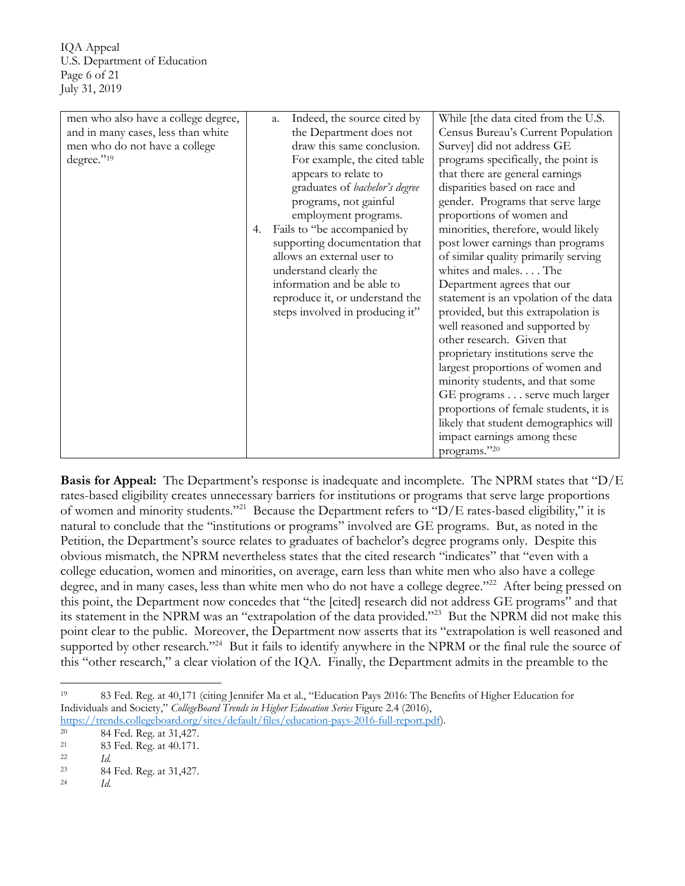| | | |
|---|---|---|
| men who also have a college degree, and in many cases, less than white men who do not have a college degree."[19] | a. Indeed, the source cited by the Department does not draw this same conclusion. For example, the cited table appears to relate to graduates of *bachelor's degree* programs, not gainful employment programs.<br>4. Fails to "be accompanied by supporting documentation that allows an external user to understand clearly the information and be able to reproduce it, or understand the steps involved in producing it" | While [the data cited from the U.S. Census Bureau's Current Population Survey] did not address GE programs specifically, the point is that there are general earnings disparities based on race and gender. Programs that serve large proportions of women and minorities, therefore, would likely post lower earnings than programs of similar quality primarily serving whites and males. . . . The Department agrees that our statement is an vpolation of the data provided, but this extrapolation is well reasoned and supported by other research. Given that proprietary institutions serve the largest proportions of women and minority students, and that some GE programs . . . serve much larger proportions of female students, it is likely that student demographics will impact earnings among these programs."[20] |

**Basis for Appeal:** The Department's response is inadequate and incomplete. The NPRM states that "D/E rates-based eligibility creates unnecessary barriers for institutions or programs that serve large proportions of women and minority students."[21] Because the Department refers to "D/E rates-based eligibility," it is natural to conclude that the "institutions or programs" involved are GE programs. But, as noted in the Petition, the Department's source relates to graduates of bachelor's degree programs only. Despite this obvious mismatch, the NPRM nevertheless states that the cited research "indicates" that "even with a college education, women and minorities, on average, earn less than white men who also have a college degree, and in many cases, less than white men who do not have a college degree."[22] After being pressed on this point, the Department now concedes that "the [cited] research did not address GE programs" and that its statement in the NPRM was an "extrapolation of the data provided."[23] But the NPRM did not make this point clear to the public. Moreover, the Department now asserts that its "extrapolation is well reasoned and supported by other research."[24] But it fails to identify anywhere in the NPRM or the final rule the source of this "other research," a clear violation of the IQA. Finally, the Department admits in the preamble to the

---

[19] 83 Fed. Reg. at 40,171 (citing Jennifer Ma et al., "Education Pays 2016: The Benefits of Higher Education for Individuals and Society," *CollegeBoard Trends in Higher Education Series* Figure 2.4 (2016), https://trends.collegeboard.org/sites/default/files/education-pays-2016-full-report.pdf).

[20] 84 Fed. Reg. at 31,427.

[21] 83 Fed. Reg. at 40.171.

[22] *Id.*

[23] 84 Fed. Reg. at 31,427.

[24] *Id.*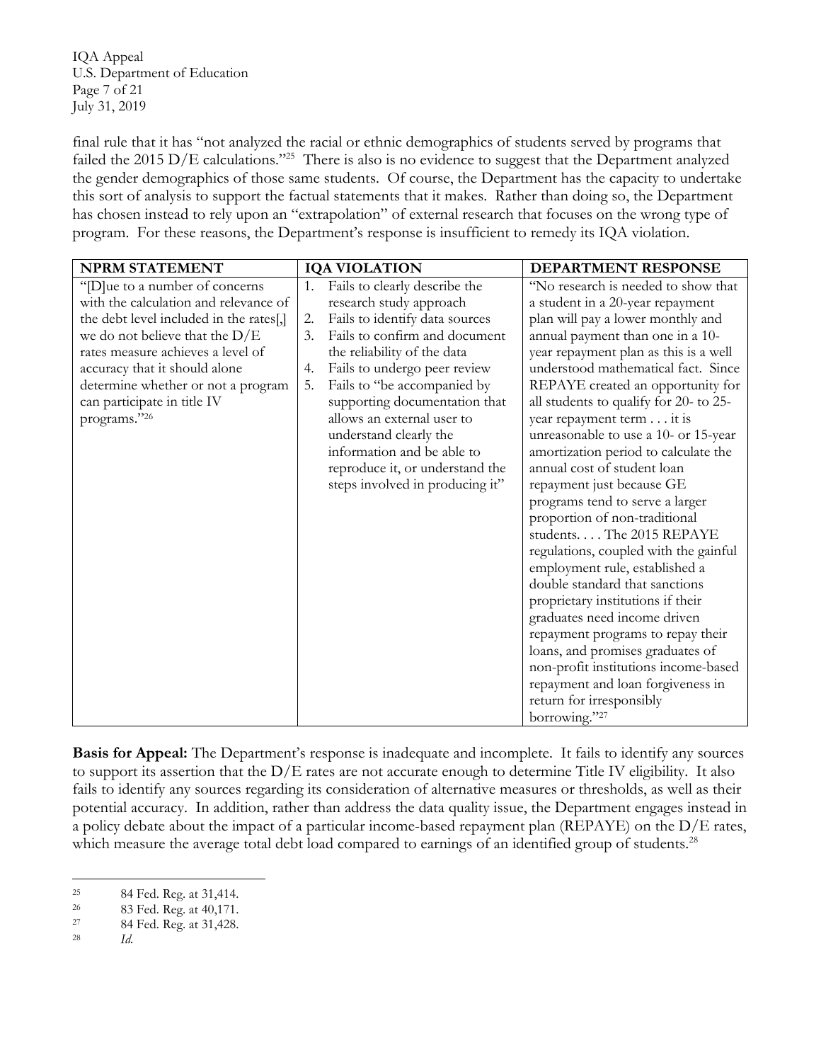final rule that it has "not analyzed the racial or ethnic demographics of students served by programs that failed the 2015 D/E calculations."[25] There is also is no evidence to suggest that the Department analyzed the gender demographics of those same students. Of course, the Department has the capacity to undertake this sort of analysis to support the factual statements that it makes. Rather than doing so, the Department has chosen instead to rely upon an "extrapolation" of external research that focuses on the wrong type of program. For these reasons, the Department's response is insufficient to remedy its IQA violation.

| NPRM STATEMENT | IQA VIOLATION | DEPARTMENT RESPONSE |
|---|---|---|
| "[D]ue to a number of concerns with the calculation and relevance of the debt level included in the rates[,] we do not believe that the D/E rates measure achieves a level of accuracy that it should alone determine whether or not a program can participate in title IV programs."[26] | 1. Fails to clearly describe the research study approach<br>2. Fails to identify data sources<br>3. Fails to confirm and document the reliability of the data<br>4. Fails to undergo peer review<br>5. Fails to "be accompanied by supporting documentation that allows an external user to understand clearly the information and be able to reproduce it, or understand the steps involved in producing it" | "No research is needed to show that a student in a 20-year repayment plan will pay a lower monthly and annual payment than one in a 10-year repayment plan as this is a well understood mathematical fact. Since REPAYE created an opportunity for all students to qualify for 20- to 25-year repayment term . . . it is unreasonable to use a 10- or 15-year amortization period to calculate the annual cost of student loan repayment just because GE programs tend to serve a larger proportion of non-traditional students. . . . The 2015 REPAYE regulations, coupled with the gainful employment rule, established a double standard that sanctions proprietary institutions if their graduates need income driven repayment programs to repay their loans, and promises graduates of non-profit institutions income-based repayment and loan forgiveness in return for irresponsibly borrowing."[27] |

**Basis for Appeal:** The Department's response is inadequate and incomplete. It fails to identify any sources to support its assertion that the D/E rates are not accurate enough to determine Title IV eligibility. It also fails to identify any sources regarding its consideration of alternative measures or thresholds, as well as their potential accuracy. In addition, rather than address the data quality issue, the Department engages instead in a policy debate about the impact of a particular income-based repayment plan (REPAYE) on the D/E rates, which measure the average total debt load compared to earnings of an identified group of students.[28]

---

[25] 84 Fed. Reg. at 31,414.

[26] 83 Fed. Reg. at 40,171.

[27] 84 Fed. Reg. at 31,428.

[28] *Id.*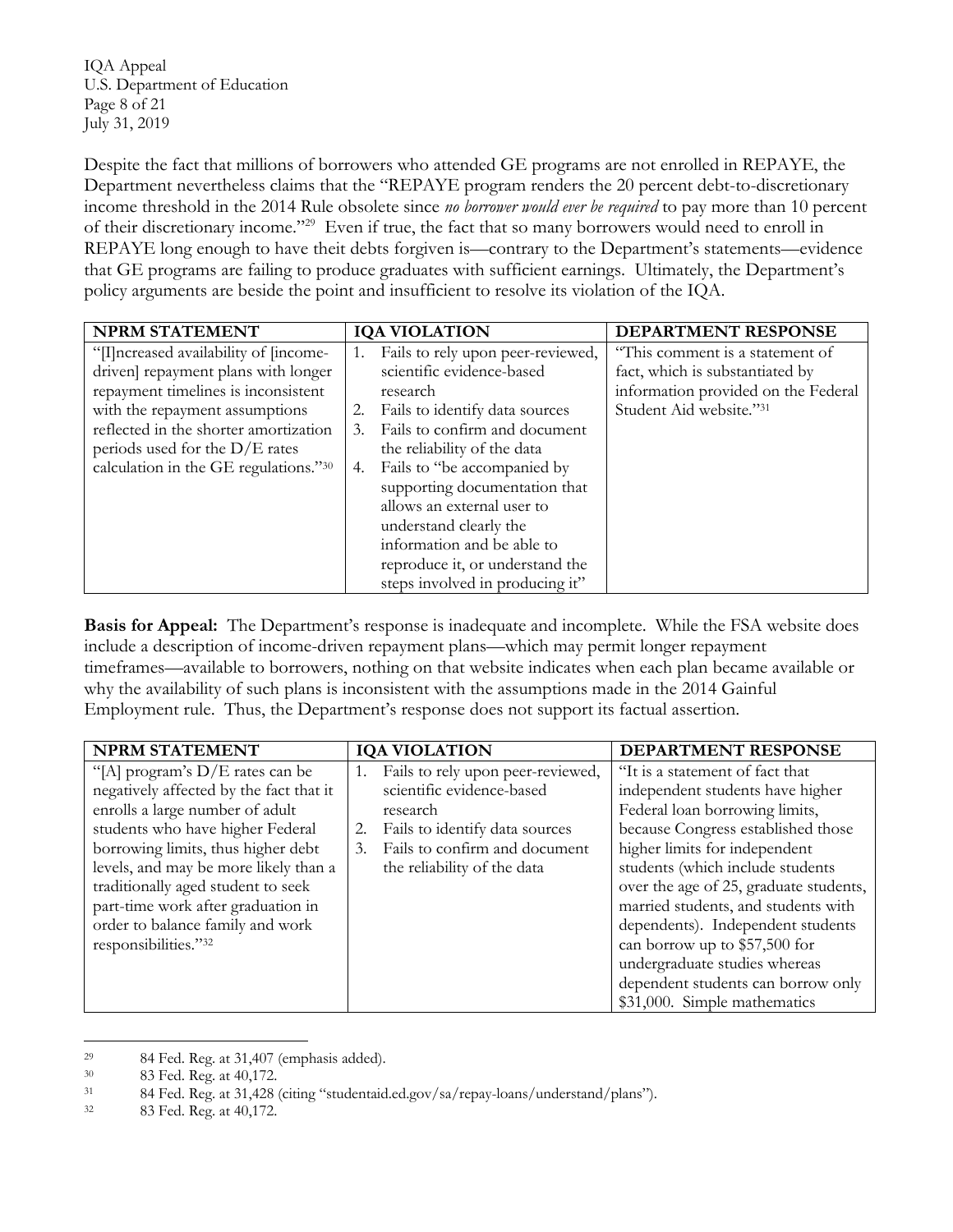Despite the fact that millions of borrowers who attended GE programs are not enrolled in REPAYE, the Department nevertheless claims that the "REPAYE program renders the 20 percent debt-to-discretionary income threshold in the 2014 Rule obsolete since *no borrower would ever be required* to pay more than 10 percent of their discretionary income."[29] Even if true, the fact that so many borrowers would need to enroll in REPAYE long enough to have their debts forgiven is—contrary to the Department's statements—evidence that GE programs are failing to produce graduates with sufficient earnings. Ultimately, the Department's policy arguments are beside the point and insufficient to resolve its violation of the IQA.

| NPRM STATEMENT | IQA VIOLATION | DEPARTMENT RESPONSE |
|---|---|---|
| "[I]ncreased availability of [income-driven] repayment plans with longer repayment timelines is inconsistent with the repayment assumptions reflected in the shorter amortization periods used for the D/E rates calculation in the GE regulations."[30] | 1. Fails to rely upon peer-reviewed, scientific evidence-based research<br>2. Fails to identify data sources<br>3. Fails to confirm and document the reliability of the data<br>4. Fails to "be accompanied by supporting documentation that allows an external user to understand clearly the information and be able to reproduce it, or understand the steps involved in producing it" | "This comment is a statement of fact, which is substantiated by information provided on the Federal Student Aid website."[31] |

**Basis for Appeal:** The Department's response is inadequate and incomplete. While the FSA website does include a description of income-driven repayment plans—which may permit longer repayment timeframes—available to borrowers, nothing on that website indicates when each plan became available or why the availability of such plans is inconsistent with the assumptions made in the 2014 Gainful Employment rule. Thus, the Department's response does not support its factual assertion.

| NPRM STATEMENT | IQA VIOLATION | DEPARTMENT RESPONSE |
|---|---|---|
| "[A] program's D/E rates can be negatively affected by the fact that it enrolls a large number of adult students who have higher Federal borrowing limits, thus higher debt levels, and may be more likely than a traditionally aged student to seek part-time work after graduation in order to balance family and work responsibilities."[32] | 1. Fails to rely upon peer-reviewed, scientific evidence-based research<br>2. Fails to identify data sources<br>3. Fails to confirm and document the reliability of the data | "It is a statement of fact that independent students have higher Federal loan borrowing limits, because Congress established those higher limits for independent students (which include students over the age of 25, graduate students, married students, and students with dependents). Independent students can borrow up to $57,500 for undergraduate studies whereas dependent students can borrow only $31,000. Simple mathematics |

[29] 84 Fed. Reg. at 31,407 (emphasis added).

[30] 83 Fed. Reg. at 40,172.

[31] 84 Fed. Reg. at 31,428 (citing "studentaid.ed.gov/sa/repay-loans/understand/plans").

[32] 83 Fed. Reg. at 40,172.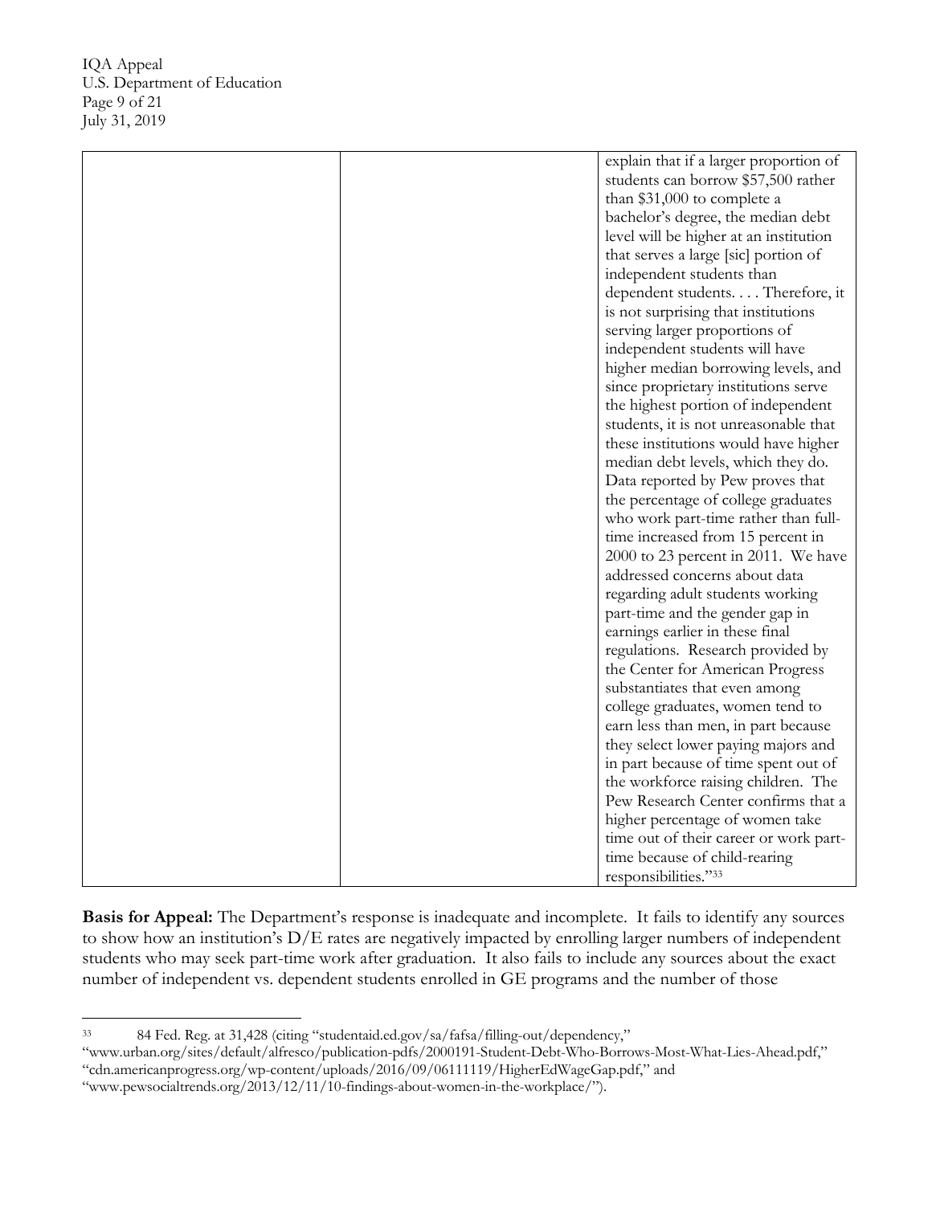| | | |
|---|---|---|
| | | explain that if a larger proportion of students can borrow $57,500 rather than $31,000 to complete a bachelor's degree, the median debt level will be higher at an institution that serves a large [sic] portion of independent students than dependent students. . . . Therefore, it is not surprising that institutions serving larger proportions of independent students will have higher median borrowing levels, and since proprietary institutions serve the highest portion of independent students, it is not unreasonable that these institutions would have higher median debt levels, which they do. Data reported by Pew proves that the percentage of college graduates who work part-time rather than full-time increased from 15 percent in 2000 to 23 percent in 2011. We have addressed concerns about data regarding adult students working part-time and the gender gap in earnings earlier in these final regulations. Research provided by the Center for American Progress substantiates that even among college graduates, women tend to earn less than men, in part because they select lower paying majors and in part because of time spent out of the workforce raising children. The Pew Research Center confirms that a higher percentage of women take time out of their career or work part-time because of child-rearing responsibilities."[33] |

**Basis for Appeal:** The Department's response is inadequate and incomplete. It fails to identify any sources to show how an institution's D/E rates are negatively impacted by enrolling larger numbers of independent students who may seek part-time work after graduation. It also fails to include any sources about the exact number of independent vs. dependent students enrolled in GE programs and the number of those

---

[33] 84 Fed. Reg. at 31,428 (citing "studentaid.ed.gov/sa/fafsa/filling-out/dependency," "www.urban.org/sites/default/alfresco/publication-pdfs/2000191-Student-Debt-Who-Borrows-Most-What-Lies-Ahead.pdf," "cdn.americanprogress.org/wp-content/uploads/2016/09/06111119/HigherEdWageGap.pdf," and "www.pewsocialtrends.org/2013/12/11/10-findings-about-women-in-the-workplace/").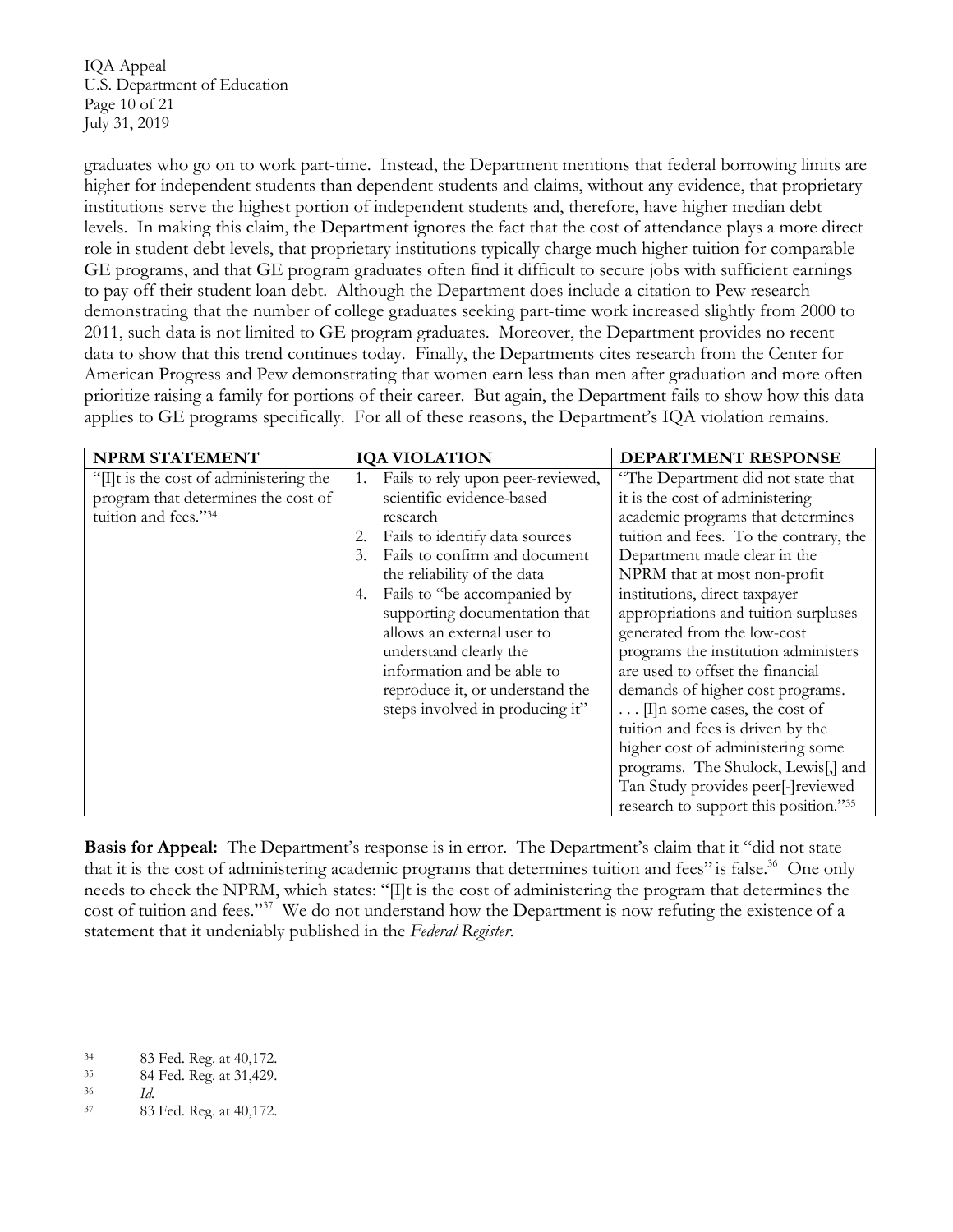graduates who go on to work part-time. Instead, the Department mentions that federal borrowing limits are higher for independent students than dependent students and claims, without any evidence, that proprietary institutions serve the highest portion of independent students and, therefore, have higher median debt levels. In making this claim, the Department ignores the fact that the cost of attendance plays a more direct role in student debt levels, that proprietary institutions typically charge much higher tuition for comparable GE programs, and that GE program graduates often find it difficult to secure jobs with sufficient earnings to pay off their student loan debt. Although the Department does include a citation to Pew research demonstrating that the number of college graduates seeking part-time work increased slightly from 2000 to 2011, such data is not limited to GE program graduates. Moreover, the Department provides no recent data to show that this trend continues today. Finally, the Departments cites research from the Center for American Progress and Pew demonstrating that women earn less than men after graduation and more often prioritize raising a family for portions of their career. But again, the Department fails to show how this data applies to GE programs specifically. For all of these reasons, the Department's IQA violation remains.

| NPRM STATEMENT | IQA VIOLATION | DEPARTMENT RESPONSE |
|---|---|---|
| "[I]t is the cost of administering the program that determines the cost of tuition and fees."[34] | 1. Fails to rely upon peer-reviewed, scientific evidence-based research<br>2. Fails to identify data sources<br>3. Fails to confirm and document the reliability of the data<br>4. Fails to "be accompanied by supporting documentation that allows an external user to understand clearly the information and be able to reproduce it, or understand the steps involved in producing it" | "The Department did not state that it is the cost of administering academic programs that determines tuition and fees. To the contrary, the Department made clear in the NPRM that at most non-profit institutions, direct taxpayer appropriations and tuition surpluses generated from the low-cost programs the institution administers are used to offset the financial demands of higher cost programs. . . . [I]n some cases, the cost of tuition and fees is driven by the higher cost of administering some programs. The Shulock, Lewis[,] and Tan Study provides peer[-]reviewed research to support this position."[35] |

**Basis for Appeal:** The Department's response is in error. The Department's claim that it "did not state that it is the cost of administering academic programs that determines tuition and fees" is false.[36] One only needs to check the NPRM, which states: "[I]t is the cost of administering the program that determines the cost of tuition and fees."[37] We do not understand how the Department is now refuting the existence of a statement that it undeniably published in the *Federal Register*.

[34] 83 Fed. Reg. at 40,172.
[35] 84 Fed. Reg. at 31,429.
[36] *Id.*
[37] 83 Fed. Reg. at 40,172.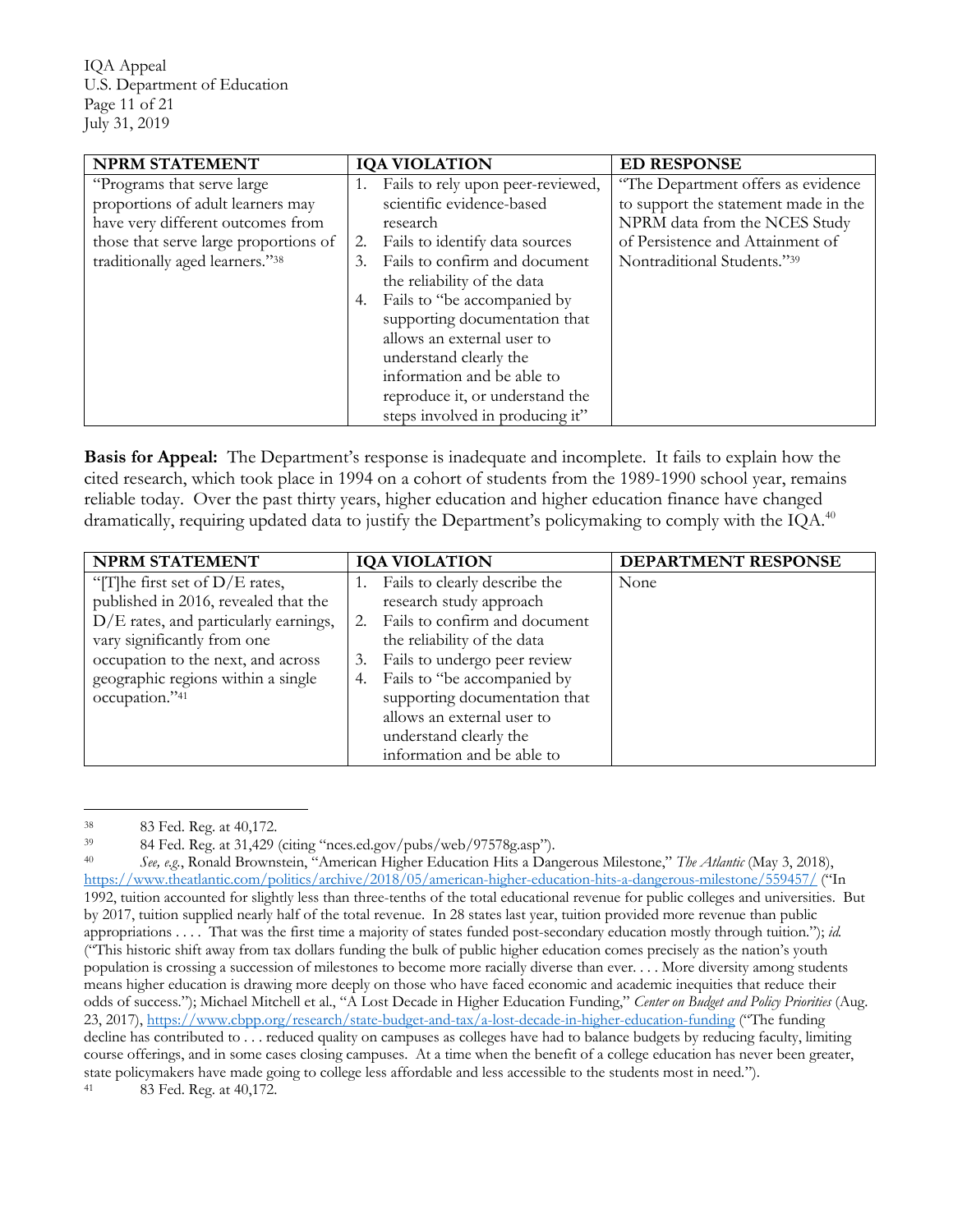| NPRM STATEMENT | IQA VIOLATION | ED RESPONSE |
|---|---|---|
| "Programs that serve large proportions of adult learners may have very different outcomes from those that serve large proportions of traditionally aged learners."[38] | 1. Fails to rely upon peer-reviewed, scientific evidence-based research 2. Fails to identify data sources 3. Fails to confirm and document the reliability of the data 4. Fails to "be accompanied by supporting documentation that allows an external user to understand clearly the information and be able to reproduce it, or understand the steps involved in producing it" | "The Department offers as evidence to support the statement made in the NPRM data from the NCES Study of Persistence and Attainment of Nontraditional Students."[39] |

**Basis for Appeal:** The Department's response is inadequate and incomplete. It fails to explain how the cited research, which took place in 1994 on a cohort of students from the 1989-1990 school year, remains reliable today. Over the past thirty years, higher education and higher education finance have changed dramatically, requiring updated data to justify the Department's policymaking to comply with the IQA.[40]

| NPRM STATEMENT | IQA VIOLATION | DEPARTMENT RESPONSE |
|---|---|---|
| "[T]he first set of D/E rates, published in 2016, revealed that the D/E rates, and particularly earnings, vary significantly from one occupation to the next, and across geographic regions within a single occupation."[41] | 1. Fails to clearly describe the research study approach 2. Fails to confirm and document the reliability of the data 3. Fails to undergo peer review 4. Fails to "be accompanied by supporting documentation that allows an external user to understand clearly the information and be able to | None |

---

[38] 83 Fed. Reg. at 40,172.

[39] 84 Fed. Reg. at 31,429 (citing "nces.ed.gov/pubs/web/97578g.asp").

[40] *See, e.g.*, Ronald Brownstein, "American Higher Education Hits a Dangerous Milestone," *The Atlantic* (May 3, 2018), https://www.theatlantic.com/politics/archive/2018/05/american-higher-education-hits-a-dangerous-milestone/559457/ ("In 1992, tuition accounted for slightly less than three-tenths of the total educational revenue for public colleges and universities. But by 2017, tuition supplied nearly half of the total revenue. In 28 states last year, tuition provided more revenue than public appropriations . . . . That was the first time a majority of states funded post-secondary education mostly through tuition."); *id.* ("This historic shift away from tax dollars funding the bulk of public higher education comes precisely as the nation's youth population is crossing a succession of milestones to become more racially diverse than ever. . . . More diversity among students means higher education is drawing more deeply on those who have faced economic and academic inequities that reduce their odds of success."); Michael Mitchell et al., "A Lost Decade in Higher Education Funding," *Center on Budget and Policy Priorities* (Aug. 23, 2017), https://www.cbpp.org/research/state-budget-and-tax/a-lost-decade-in-higher-education-funding ("The funding decline has contributed to . . . reduced quality on campuses as colleges have had to balance budgets by reducing faculty, limiting course offerings, and in some cases closing campuses. At a time when the benefit of a college education has never been greater, state policymakers have made going to college less affordable and less accessible to the students most in need.").

[41] 83 Fed. Reg. at 40,172.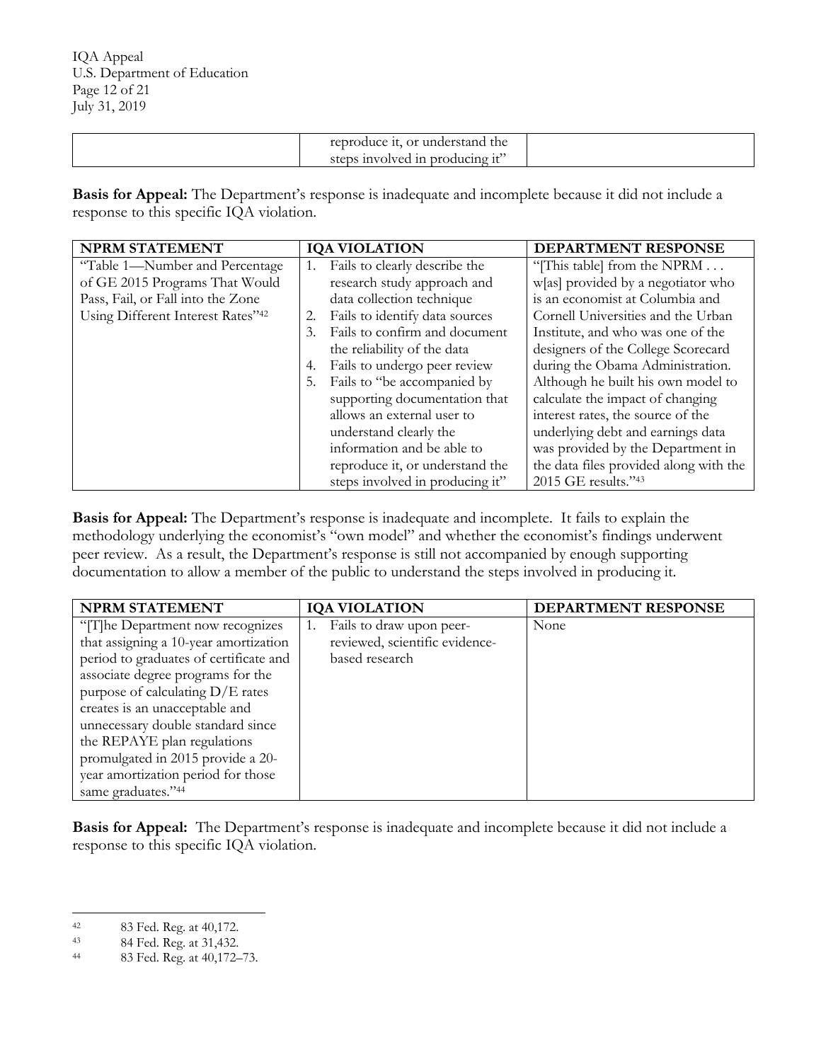| | reproduce it, or understand the steps involved in producing it" | |
|---|---|---|

**Basis for Appeal:** The Department's response is inadequate and incomplete because it did not include a response to this specific IQA violation.

| NPRM STATEMENT | IQA VIOLATION | DEPARTMENT RESPONSE |
|---|---|---|
| "Table 1—Number and Percentage of GE 2015 Programs That Would Pass, Fail, or Fall into the Zone Using Different Interest Rates"[42] | 1. Fails to clearly describe the research study approach and data collection technique<br>2. Fails to identify data sources<br>3. Fails to confirm and document the reliability of the data<br>4. Fails to undergo peer review<br>5. Fails to "be accompanied by supporting documentation that allows an external user to understand clearly the information and be able to reproduce it, or understand the steps involved in producing it" | "[This table] from the NPRM . . . w[as] provided by a negotiator who is an economist at Columbia and Cornell Universities and the Urban Institute, and who was one of the designers of the College Scorecard during the Obama Administration. Although he built his own model to calculate the impact of changing interest rates, the source of the underlying debt and earnings data was provided by the Department in the data files provided along with the 2015 GE results."[43] |

**Basis for Appeal:** The Department's response is inadequate and incomplete. It fails to explain the methodology underlying the economist's "own model" and whether the economist's findings underwent peer review. As a result, the Department's response is still not accompanied by enough supporting documentation to allow a member of the public to understand the steps involved in producing it.

| NPRM STATEMENT | IQA VIOLATION | DEPARTMENT RESPONSE |
|---|---|---|
| "[T]he Department now recognizes that assigning a 10-year amortization period to graduates of certificate and associate degree programs for the purpose of calculating D/E rates creates is an unacceptable and unnecessary double standard since the REPAYE plan regulations promulgated in 2015 provide a 20-year amortization period for those same graduates."[44] | 1. Fails to draw upon peer-reviewed, scientific evidence-based research | None |

**Basis for Appeal:** The Department's response is inadequate and incomplete because it did not include a response to this specific IQA violation.

---

[42] 83 Fed. Reg. at 40,172.

[43] 84 Fed. Reg. at 31,432.

[44] 83 Fed. Reg. at 40,172–73.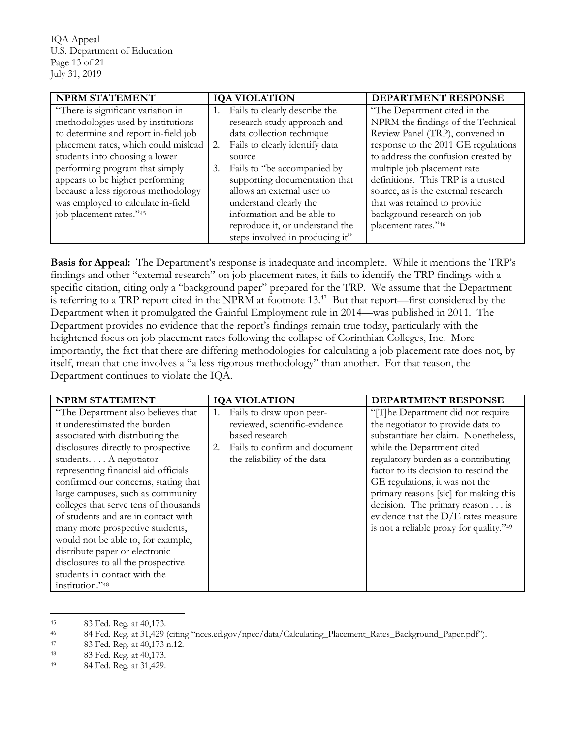| NPRM STATEMENT | IQA VIOLATION | DEPARTMENT RESPONSE |
| --- | --- | --- |
| "There is significant variation in methodologies used by institutions to determine and report in-field job placement rates, which could mislead students into choosing a lower performing program that simply appears to be higher performing because a less rigorous methodology was employed to calculate in-field job placement rates."[45] | 1. Fails to clearly describe the research study approach and data collection technique<br>2. Fails to clearly identify data source<br>3. Fails to "be accompanied by supporting documentation that allows an external user to understand clearly the information and be able to reproduce it, or understand the steps involved in producing it" | "The Department cited in the NPRM the findings of the Technical Review Panel (TRP), convened in response to the 2011 GE regulations to address the confusion created by multiple job placement rate definitions. This TRP is a trusted source, as is the external research that was retained to provide background research on job placement rates."[46] |

**Basis for Appeal:** The Department's response is inadequate and incomplete. While it mentions the TRP's findings and other "external research" on job placement rates, it fails to identify the TRP findings with a specific citation, citing only a "background paper" prepared for the TRP. We assume that the Department is referring to a TRP report cited in the NPRM at footnote 13.[47] But that report—first considered by the Department when it promulgated the Gainful Employment rule in 2014—was published in 2011. The Department provides no evidence that the report's findings remain true today, particularly with the heightened focus on job placement rates following the collapse of Corinthian Colleges, Inc. More importantly, the fact that there are differing methodologies for calculating a job placement rate does not, by itself, mean that one involves a "a less rigorous methodology" than another. For that reason, the Department continues to violate the IQA.

| NPRM STATEMENT | IQA VIOLATION | DEPARTMENT RESPONSE |
| --- | --- | --- |
| "The Department also believes that it underestimated the burden associated with distributing the disclosures directly to prospective students. . . . A negotiator representing financial aid officials confirmed our concerns, stating that large campuses, such as community colleges that serve tens of thousands of students and are in contact with many more prospective students, would not be able to, for example, distribute paper or electronic disclosures to all the prospective students in contact with the institution."[48] | 1. Fails to draw upon peer-reviewed, scientific-evidence based research<br>2. Fails to confirm and document the reliability of the data | "[T]he Department did not require the negotiator to provide data to substantiate her claim. Nonetheless, while the Department cited regulatory burden as a contributing factor to its decision to rescind the GE regulations, it was not the primary reasons [sic] for making this decision. The primary reason . . . is evidence that the D/E rates measure is not a reliable proxy for quality."[49] |

---

[45] 83 Fed. Reg. at 40,173.

[46] 84 Fed. Reg. at 31,429 (citing "nces.ed.gov/npec/data/Calculating_Placement_Rates_Background_Paper.pdf").

[47] 83 Fed. Reg. at 40,173 n.12.

[48] 83 Fed. Reg. at 40,173.

[49] 84 Fed. Reg. at 31,429.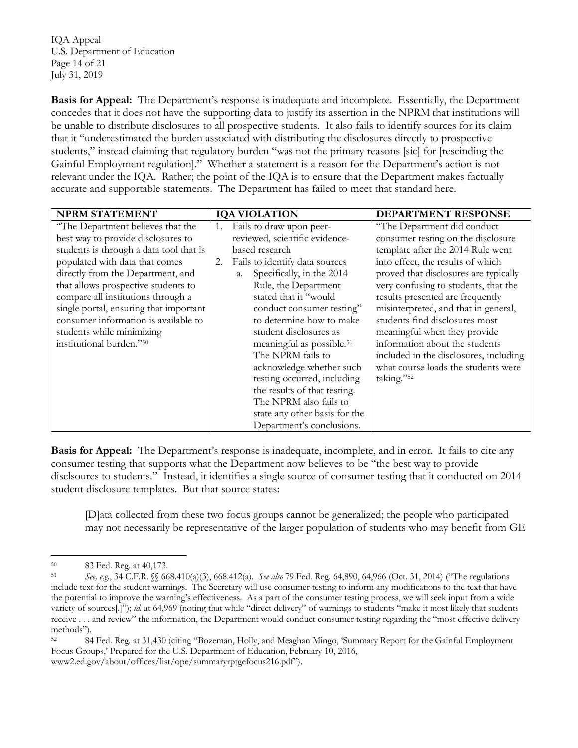**Basis for Appeal:** The Department's response is inadequate and incomplete. Essentially, the Department concedes that it does not have the supporting data to justify its assertion in the NPRM that institutions will be unable to distribute disclosures to all prospective students. It also fails to identify sources for its claim that it "underestimated the burden associated with distributing the disclosures directly to prospective students," instead claiming that regulatory burden "was not the primary reasons [sic] for [rescinding the Gainful Employment regulation]." Whether a statement is a reason for the Department's action is not relevant under the IQA. Rather; the point of the IQA is to ensure that the Department makes factually accurate and supportable statements. The Department has failed to meet that standard here.

| NPRM STATEMENT | IQA VIOLATION | DEPARTMENT RESPONSE |
|---|---|---|
| "The Department believes that the best way to provide disclosures to students is through a data tool that is populated with data that comes directly from the Department, and that allows prospective students to compare all institutions through a single portal, ensuring that important consumer information is available to students while minimizing institutional burden."[50] | 1. Fails to draw upon peer-reviewed, scientific evidence-based research<br>2. Fails to identify data sources<br>a. Specifically, in the 2014 Rule, the Department stated that it "would conduct consumer testing" to determine how to make student disclosures as meaningful as possible.[51] The NPRM fails to acknowledge whether such testing occurred, including the results of that testing. The NPRM also fails to state any other basis for the Department's conclusions. | "The Department did conduct consumer testing on the disclosure template after the 2014 Rule went into effect, the results of which proved that disclosures are typically very confusing to students, that the results presented are frequently misinterpreted, and that in general, students find disclosures most meaningful when they provide information about the students included in the disclosures, including what course loads the students were taking."[52] |

**Basis for Appeal:** The Department's response is inadequate, incomplete, and in error. It fails to cite any consumer testing that supports what the Department now believes to be "the best way to provide disclsoures to students." Instead, it identifies a single source of consumer testing that it conducted on 2014 student disclosure templates. But that source states:

> [D]ata collected from these two focus groups cannot be generalized; the people who participated may not necessarily be representative of the larger population of students who may benefit from GE

---

[50] 83 Fed. Reg. at 40,173.

[51] *See, e.g.*, 34 C.F.R. §§ 668.410(a)(3), 668.412(a). *See also* 79 Fed. Reg. 64,890, 64,966 (Oct. 31, 2014) ("The regulations include text for the student warnings. The Secretary will use consumer testing to inform any modifications to the text that have the potential to improve the warning's effectiveness. As a part of the consumer testing process, we will seek input from a wide variety of sources[.]"); *id.* at 64,969 (noting that while "direct delivery" of warnings to students "make it most likely that students receive . . . and review" the information, the Department would conduct consumer testing regarding the "most effective delivery methods").

[52] 84 Fed. Reg. at 31,430 (citing "Bozeman, Holly, and Meaghan Mingo, 'Summary Report for the Gainful Employment Focus Groups,' Prepared for the U.S. Department of Education, February 10, 2016, www2.ed.gov/about/offices/list/ope/summaryrptgefocus216.pdf").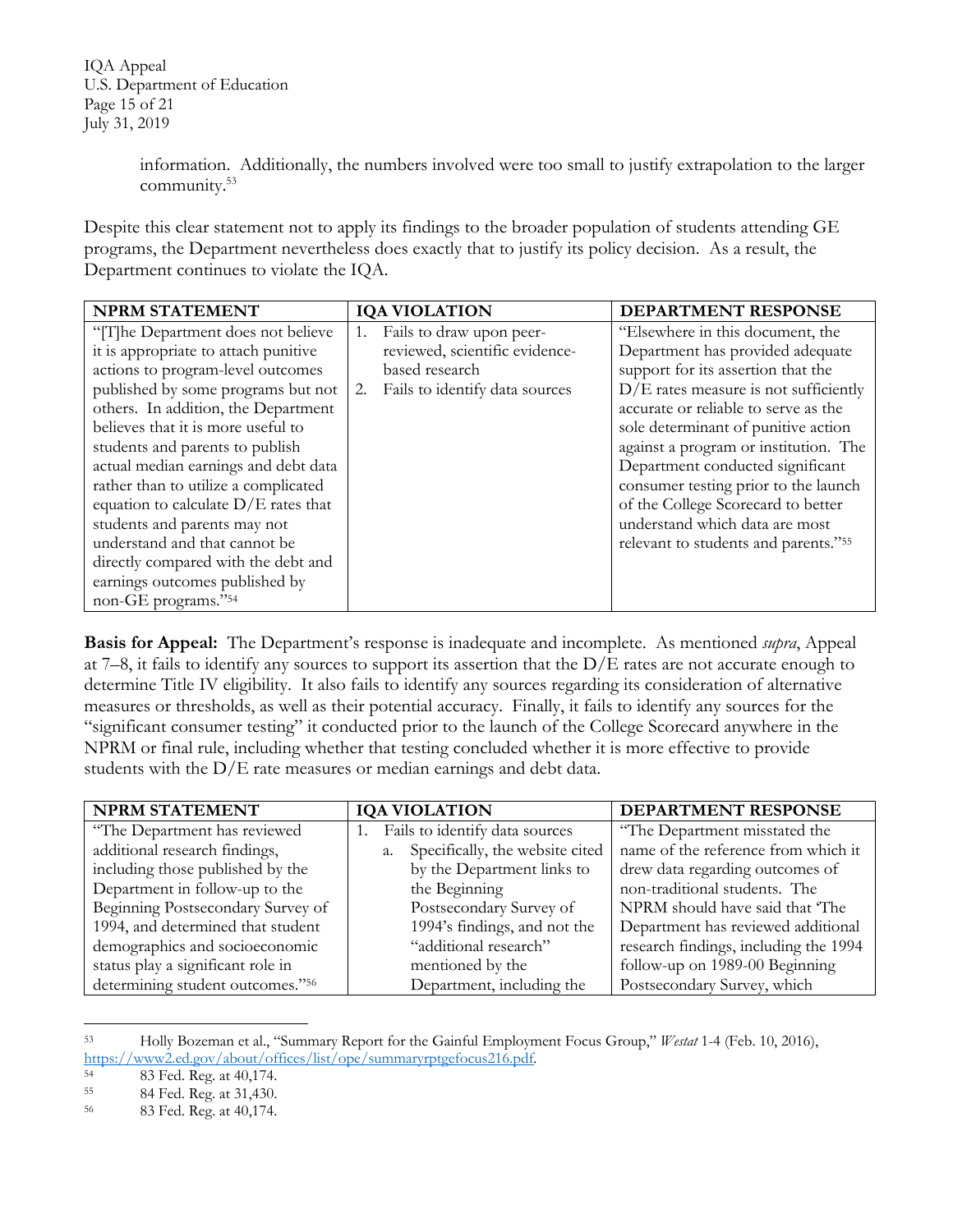> information. Additionally, the numbers involved were too small to justify extrapolation to the larger community.[53]

Despite this clear statement not to apply its findings to the broader population of students attending GE programs, the Department nevertheless does exactly that to justify its policy decision. As a result, the Department continues to violate the IQA.

| NPRM STATEMENT | IQA VIOLATION | DEPARTMENT RESPONSE |
|---|---|---|
| "[T]he Department does not believe it is appropriate to attach punitive actions to program-level outcomes published by some programs but not others. In addition, the Department believes that it is more useful to students and parents to publish actual median earnings and debt data rather than to utilize a complicated equation to calculate D/E rates that students and parents may not understand and that cannot be directly compared with the debt and earnings outcomes published by non-GE programs."[54] | 1. Fails to draw upon peer-reviewed, scientific evidence-based research<br>2. Fails to identify data sources | "Elsewhere in this document, the Department has provided adequate support for its assertion that the D/E rates measure is not sufficiently accurate or reliable to serve as the sole determinant of punitive action against a program or institution. The Department conducted significant consumer testing prior to the launch of the College Scorecard to better understand which data are most relevant to students and parents."[55] |

**Basis for Appeal:** The Department's response is inadequate and incomplete. As mentioned *supra*, Appeal at 7–8, it fails to identify any sources to support its assertion that the D/E rates are not accurate enough to determine Title IV eligibility. It also fails to identify any sources regarding its consideration of alternative measures or thresholds, as well as their potential accuracy. Finally, it fails to identify any sources for the "significant consumer testing" it conducted prior to the launch of the College Scorecard anywhere in the NPRM or final rule, including whether that testing concluded whether it is more effective to provide students with the D/E rate measures or median earnings and debt data.

| NPRM STATEMENT | IQA VIOLATION | DEPARTMENT RESPONSE |
|---|---|---|
| "The Department has reviewed additional research findings, including those published by the Department in follow-up to the Beginning Postsecondary Survey of 1994, and determined that student demographics and socioeconomic status play a significant role in determining student outcomes."[56] | 1. Fails to identify data sources<br>a. Specifically, the website cited by the Department links to the Beginning Postsecondary Survey of 1994's findings, and not the "additional research" mentioned by the Department, including the | "The Department misstated the name of the reference from which it drew data regarding outcomes of non-traditional students. The NPRM should have said that 'The Department has reviewed additional research findings, including the 1994 follow-up on 1989-00 Beginning Postsecondary Survey, which |

[53] Holly Bozeman et al., "Summary Report for the Gainful Employment Focus Group," *Westat* 1-4 (Feb. 10, 2016), https://www2.ed.gov/about/offices/list/ope/summaryrptgefocus216.pdf.

[54] 83 Fed. Reg. at 40,174.

[55] 84 Fed. Reg. at 31,430.

[56] 83 Fed. Reg. at 40,174.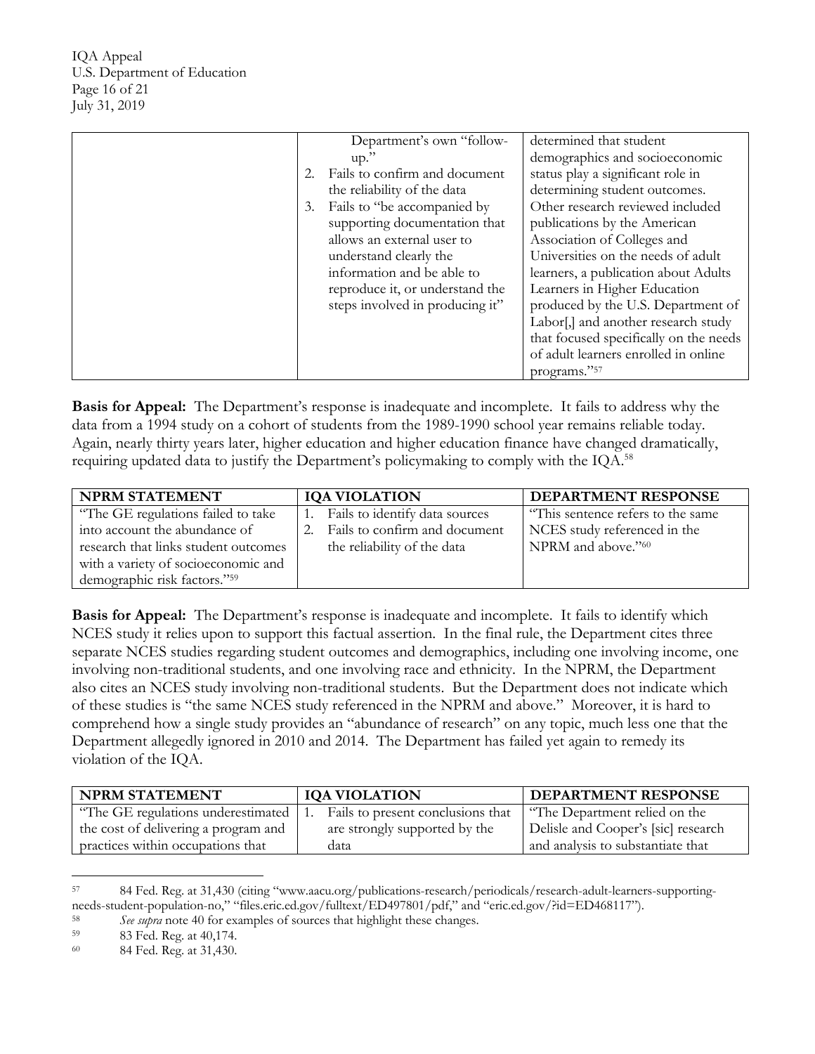| | | |
|---|---|---|
| | Department's own "follow-up." 2. Fails to confirm and document the reliability of the data 3. Fails to "be accompanied by supporting documentation that allows an external user to understand clearly the information and be able to reproduce it, or understand the steps involved in producing it" | determined that student demographics and socioeconomic status play a significant role in determining student outcomes. Other research reviewed included publications by the American Association of Colleges and Universities on the needs of adult learners, a publication about Adults Learners in Higher Education produced by the U.S. Department of Labor[,] and another research study that focused specifically on the needs of adult learners enrolled in online programs."[57] |

**Basis for Appeal:** The Department's response is inadequate and incomplete. It fails to address why the data from a 1994 study on a cohort of students from the 1989-1990 school year remains reliable today. Again, nearly thirty years later, higher education and higher education finance have changed dramatically, requiring updated data to justify the Department's policymaking to comply with the IQA.[58]

| NPRM STATEMENT | IQA VIOLATION | DEPARTMENT RESPONSE |
|---|---|---|
| "The GE regulations failed to take into account the abundance of research that links student outcomes with a variety of socioeconomic and demographic risk factors."[59] | 1. Fails to identify data sources 2. Fails to confirm and document the reliability of the data | "This sentence refers to the same NCES study referenced in the NPRM and above."[60] |

**Basis for Appeal:** The Department's response is inadequate and incomplete. It fails to identify which NCES study it relies upon to support this factual assertion. In the final rule, the Department cites three separate NCES studies regarding student outcomes and demographics, including one involving income, one involving non-traditional students, and one involving race and ethnicity. In the NPRM, the Department also cites an NCES study involving non-traditional students. But the Department does not indicate which of these studies is "the same NCES study referenced in the NPRM and above." Moreover, it is hard to comprehend how a single study provides an "abundance of research" on any topic, much less one that the Department allegedly ignored in 2010 and 2014. The Department has failed yet again to remedy its violation of the IQA.

| NPRM STATEMENT | IQA VIOLATION | DEPARTMENT RESPONSE |
|---|---|---|
| "The GE regulations underestimated the cost of delivering a program and practices within occupations that | 1. Fails to present conclusions that are strongly supported by the data | "The Department relied on the Delisle and Cooper's [sic] research and analysis to substantiate that |

[57] 84 Fed. Reg. at 31,430 (citing "www.aacu.org/publications-research/periodicals/research-adult-learners-supporting-needs-student-population-no," "files.eric.ed.gov/fulltext/ED497801/pdf," and "eric.ed.gov/?id=ED468117").

[58] *See supra* note 40 for examples of sources that highlight these changes.

[59] 83 Fed. Reg. at 40,174.

[60] 84 Fed. Reg. at 31,430.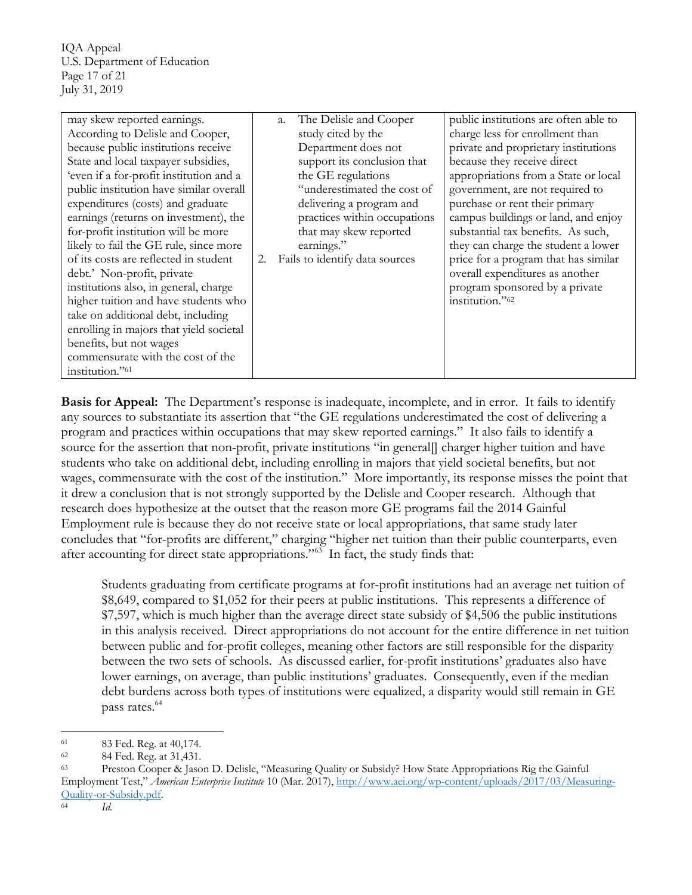| | | |
|---|---|---|
| may skew reported earnings. According to Delisle and Cooper, because public institutions receive State and local taxpayer subsidies, 'even if a for-profit institution and a public institution have similar overall expenditures (costs) and graduate earnings (returns on investment), the for-profit institution will be more likely to fail the GE rule, since more of its costs are reflected in student debt.' Non-profit, private institutions also, in general, charge higher tuition and have students who take on additional debt, including enrolling in majors that yield societal benefits, but not wages commensurate with the cost of the institution."[61] | a. The Delisle and Cooper study cited by the Department does not support its conclusion that the GE regulations "underestimated the cost of delivering a program and practices within occupations that may skew reported earnings."<br>2. Fails to identify data sources | public institutions are often able to charge less for enrollment than private and proprietary institutions because they receive direct appropriations from a State or local government, are not required to purchase or rent their primary campus buildings or land, and enjoy substantial tax benefits. As such, they can charge the student a lower price for a program that has similar overall expenditures as another program sponsored by a private institution."[62] |

**Basis for Appeal:** The Department's response is inadequate, incomplete, and in error. It fails to identify any sources to substantiate its assertion that "the GE regulations underestimated the cost of delivering a program and practices within occupations that may skew reported earnings." It also fails to identify a source for the assertion that non-profit, private institutions "in general[] charger higher tuition and have students who take on additional debt, including enrolling in majors that yield societal benefits, but not wages, commensurate with the cost of the institution." More importantly, its response misses the point that it drew a conclusion that is not strongly supported by the Delisle and Cooper research. Although that research does hypothesize at the outset that the reason more GE programs fail the 2014 Gainful Employment rule is because they do not receive state or local appropriations, that same study later concludes that "for-profits are different," charging "higher net tuition than their public counterparts, even after accounting for direct state appropriations."[63] In fact, the study finds that:

> Students graduating from certificate programs at for-profit institutions had an average net tuition of $8,649, compared to $1,052 for their peers at public institutions. This represents a difference of $7,597, which is much higher than the average direct state subsidy of $4,506 the public institutions in this analysis received. Direct appropriations do not account for the entire difference in net tuition between public and for-profit colleges, meaning other factors are still responsible for the disparity between the two sets of schools. As discussed earlier, for-profit institutions' graduates also have lower earnings, on average, than public institutions' graduates. Consequently, even if the median debt burdens across both types of institutions were equalized, a disparity would still remain in GE pass rates.[64]

---

[61] 83 Fed. Reg. at 40,174.

[62] 84 Fed. Reg. at 31,431.

[63] Preston Cooper & Jason D. Delisle, "Measuring Quality or Subsidy? How State Appropriations Rig the Gainful Employment Test," *American Enterprise Institute* 10 (Mar. 2017), http://www.aei.org/wp-content/uploads/2017/03/Measuring-Quality-or-Subsidy.pdf.

[64] *Id.*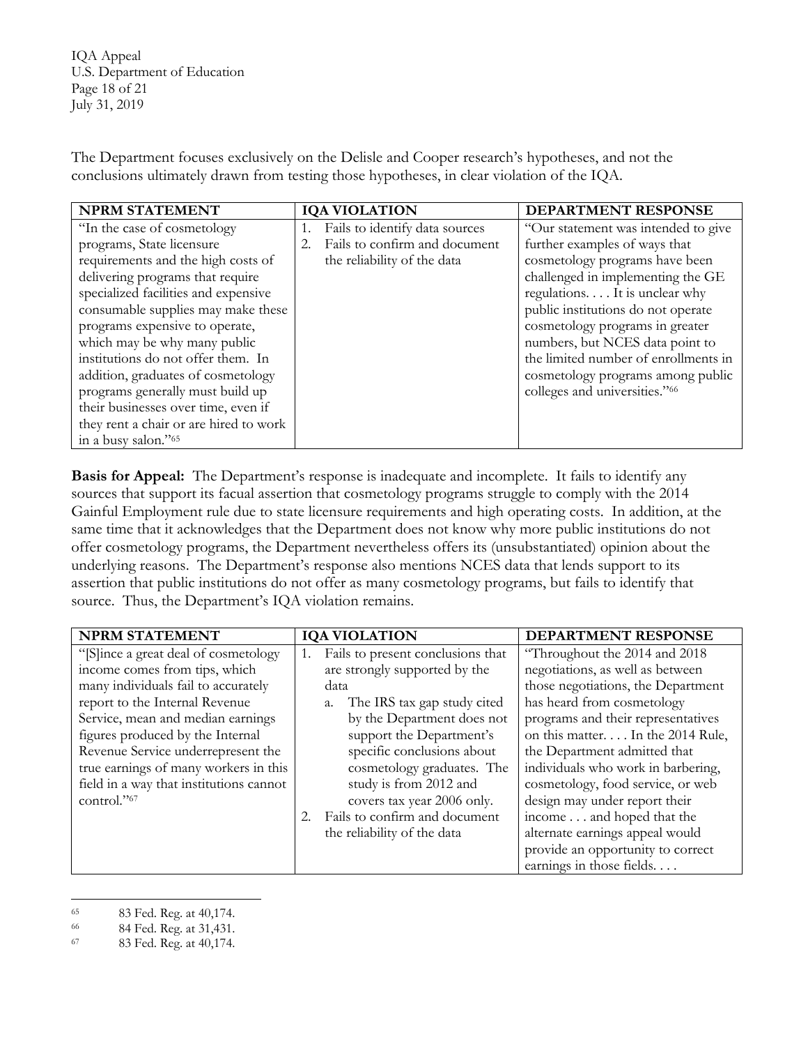The Department focuses exclusively on the Delisle and Cooper research's hypotheses, and not the conclusions ultimately drawn from testing those hypotheses, in clear violation of the IQA.

| NPRM STATEMENT | IQA VIOLATION | DEPARTMENT RESPONSE |
|---|---|---|
| "In the case of cosmetology programs, State licensure requirements and the high costs of delivering programs that require specialized facilities and expensive consumable supplies may make these programs expensive to operate, which may be why many public institutions do not offer them. In addition, graduates of cosmetology programs generally must build up their businesses over time, even if they rent a chair or are hired to work in a busy salon."[65] | 1. Fails to identify data sources<br>2. Fails to confirm and document the reliability of the data | "Our statement was intended to give further examples of ways that cosmetology programs have been challenged in implementing the GE regulations. . . . It is unclear why public institutions do not operate cosmetology programs in greater numbers, but NCES data point to the limited number of enrollments in cosmetology programs among public colleges and universities."[66] |

**Basis for Appeal:** The Department's response is inadequate and incomplete. It fails to identify any sources that support its facual assertion that cosmetology programs struggle to comply with the 2014 Gainful Employment rule due to state licensure requirements and high operating costs. In addition, at the same time that it acknowledges that the Department does not know why more public institutions do not offer cosmetology programs, the Department nevertheless offers its (unsubstantiated) opinion about the underlying reasons. The Department's response also mentions NCES data that lends support to its assertion that public institutions do not offer as many cosmetology programs, but fails to identify that source. Thus, the Department's IQA violation remains.

| NPRM STATEMENT | IQA VIOLATION | DEPARTMENT RESPONSE |
|---|---|---|
| "[S]ince a great deal of cosmetology income comes from tips, which many individuals fail to accurately report to the Internal Revenue Service, mean and median earnings figures produced by the Internal Revenue Service underrepresent the true earnings of many workers in this field in a way that institutions cannot control."[67] | 1. Fails to present conclusions that are strongly supported by the data<br>a. The IRS tax gap study cited by the Department does not support the Department's specific conclusions about cosmetology graduates. The study is from 2012 and covers tax year 2006 only.<br>2. Fails to confirm and document the reliability of the data | "Throughout the 2014 and 2018 negotiations, as well as between those negotiations, the Department has heard from cosmetology programs and their representatives on this matter. . . . In the 2014 Rule, the Department admitted that individuals who work in barbering, cosmetology, food service, or web design may under report their income . . . and hoped that the alternate earnings appeal would provide an opportunity to correct earnings in those fields. . . . |

[65] 83 Fed. Reg. at 40,174.

[66] 84 Fed. Reg. at 31,431.

[67] 83 Fed. Reg. at 40,174.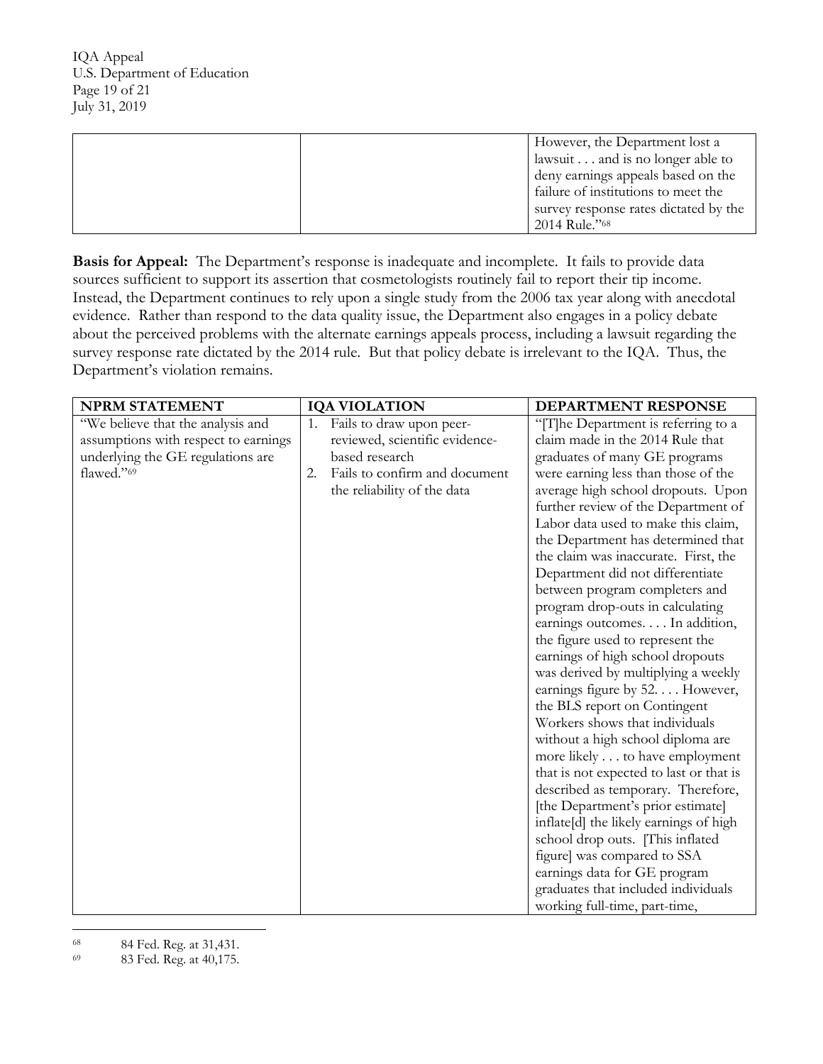| | | However, the Department lost a lawsuit . . . and is no longer able to deny earnings appeals based on the failure of institutions to meet the survey response rates dictated by the 2014 Rule."[68] |
|---|---|---|

**Basis for Appeal:** The Department's response is inadequate and incomplete. It fails to provide data sources sufficient to support its assertion that cosmetologists routinely fail to report their tip income. Instead, the Department continues to rely upon a single study from the 2006 tax year along with anecdotal evidence. Rather than respond to the data quality issue, the Department also engages in a policy debate about the perceived problems with the alternate earnings appeals process, including a lawsuit regarding the survey response rate dictated by the 2014 rule. But that policy debate is irrelevant to the IQA. Thus, the Department's violation remains.

| NPRM STATEMENT | IQA VIOLATION | DEPARTMENT RESPONSE |
|---|---|---|
| "We believe that the analysis and assumptions with respect to earnings underlying the GE regulations are flawed."[69] | 1. Fails to draw upon peer-reviewed, scientific evidence-based research<br>2. Fails to confirm and document the reliability of the data | "[T]he Department is referring to a claim made in the 2014 Rule that graduates of many GE programs were earning less than those of the average high school dropouts. Upon further review of the Department of Labor data used to make this claim, the Department has determined that the claim was inaccurate. First, the Department did not differentiate between program completers and program drop-outs in calculating earnings outcomes. . . . In addition, the figure used to represent the earnings of high school dropouts was derived by multiplying a weekly earnings figure by 52. . . . However, the BLS report on Contingent Workers shows that individuals without a high school diploma are more likely . . . to have employment that is not expected to last or that is described as temporary. Therefore, [the Department's prior estimate] inflate[d] the likely earnings of high school drop outs. [This inflated figure] was compared to SSA earnings data for GE program graduates that included individuals working full-time, part-time, |

[68] 84 Fed. Reg. at 31,431.

[69] 83 Fed. Reg. at 40,175.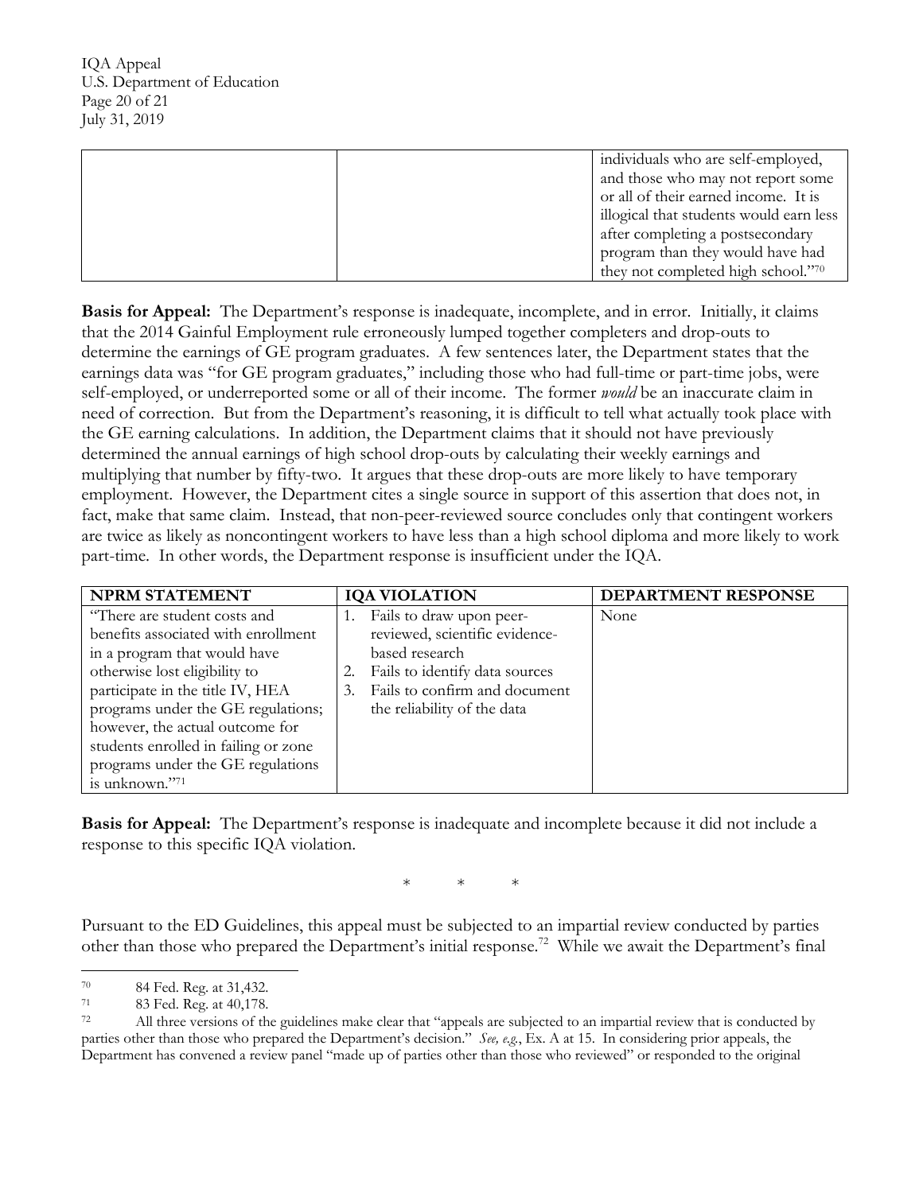| | | individuals who are self-employed, and those who may not report some or all of their earned income. It is illogical that students would earn less after completing a postsecondary program than they would have had they not completed high school."[70] |
|---|---|---|

**Basis for Appeal:** The Department's response is inadequate, incomplete, and in error. Initially, it claims that the 2014 Gainful Employment rule erroneously lumped together completers and drop-outs to determine the earnings of GE program graduates. A few sentences later, the Department states that the earnings data was "for GE program graduates," including those who had full-time or part-time jobs, were self-employed, or underreported some or all of their income. The former *would* be an inaccurate claim in need of correction. But from the Department's reasoning, it is difficult to tell what actually took place with the GE earning calculations. In addition, the Department claims that it should not have previously determined the annual earnings of high school drop-outs by calculating their weekly earnings and multiplying that number by fifty-two. It argues that these drop-outs are more likely to have temporary employment. However, the Department cites a single source in support of this assertion that does not, in fact, make that same claim. Instead, that non-peer-reviewed source concludes only that contingent workers are twice as likely as noncontingent workers to have less than a high school diploma and more likely to work part-time. In other words, the Department response is insufficient under the IQA.

| NPRM STATEMENT | IQA VIOLATION | DEPARTMENT RESPONSE |
|---|---|---|
| "There are student costs and benefits associated with enrollment in a program that would have otherwise lost eligibility to participate in the title IV, HEA programs under the GE regulations; however, the actual outcome for students enrolled in failing or zone programs under the GE regulations is unknown."[71] | 1. Fails to draw upon peer-reviewed, scientific evidence-based research<br>2. Fails to identify data sources<br>3. Fails to confirm and document the reliability of the data | None |

**Basis for Appeal:** The Department's response is inadequate and incomplete because it did not include a response to this specific IQA violation.

\* \* \*

Pursuant to the ED Guidelines, this appeal must be subjected to an impartial review conducted by parties other than those who prepared the Department's initial response.[72] While we await the Department's final

---

[70] 84 Fed. Reg. at 31,432.

[71] 83 Fed. Reg. at 40,178.

[72] All three versions of the guidelines make clear that "appeals are subjected to an impartial review that is conducted by parties other than those who prepared the Department's decision." *See, e.g.*, Ex. A at 15. In considering prior appeals, the Department has convened a review panel "made up of parties other than those who reviewed" or responded to the original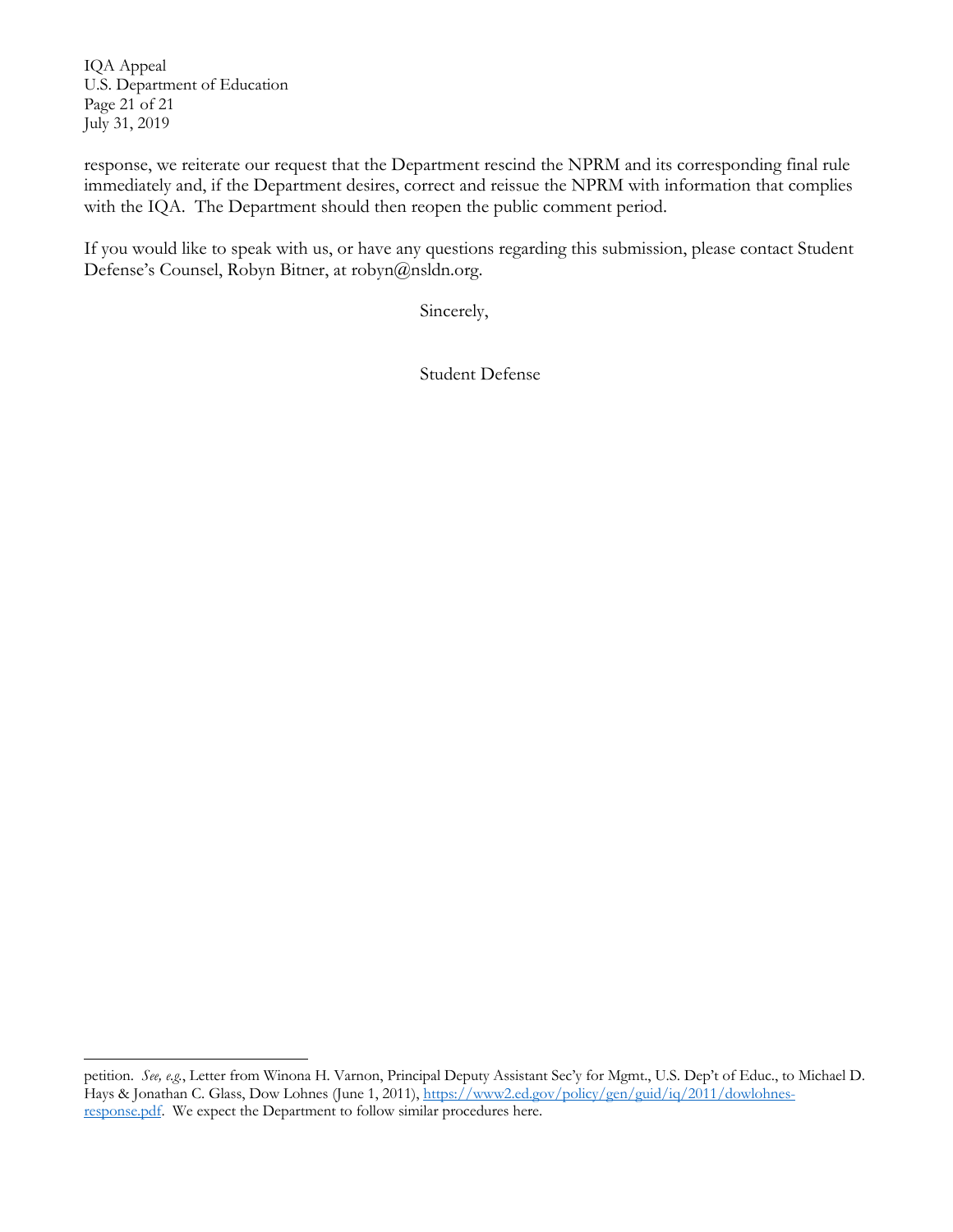response, we reiterate our request that the Department rescind the NPRM and its corresponding final rule immediately and, if the Department desires, correct and reissue the NPRM with information that complies with the IQA. The Department should then reopen the public comment period.

If you would like to speak with us, or have any questions regarding this submission, please contact Student Defense's Counsel, Robyn Bitner, at robyn@nsldn.org.

Sincerely,

Student Defense

---

petition. *See, e.g.*, Letter from Winona H. Varnon, Principal Deputy Assistant Sec'y for Mgmt., U.S. Dep't of Educ., to Michael D. Hays & Jonathan C. Glass, Dow Lohnes (June 1, 2011), https://www2.ed.gov/policy/gen/guid/iq/2011/dowlohnes-response.pdf. We expect the Department to follow similar procedures here.